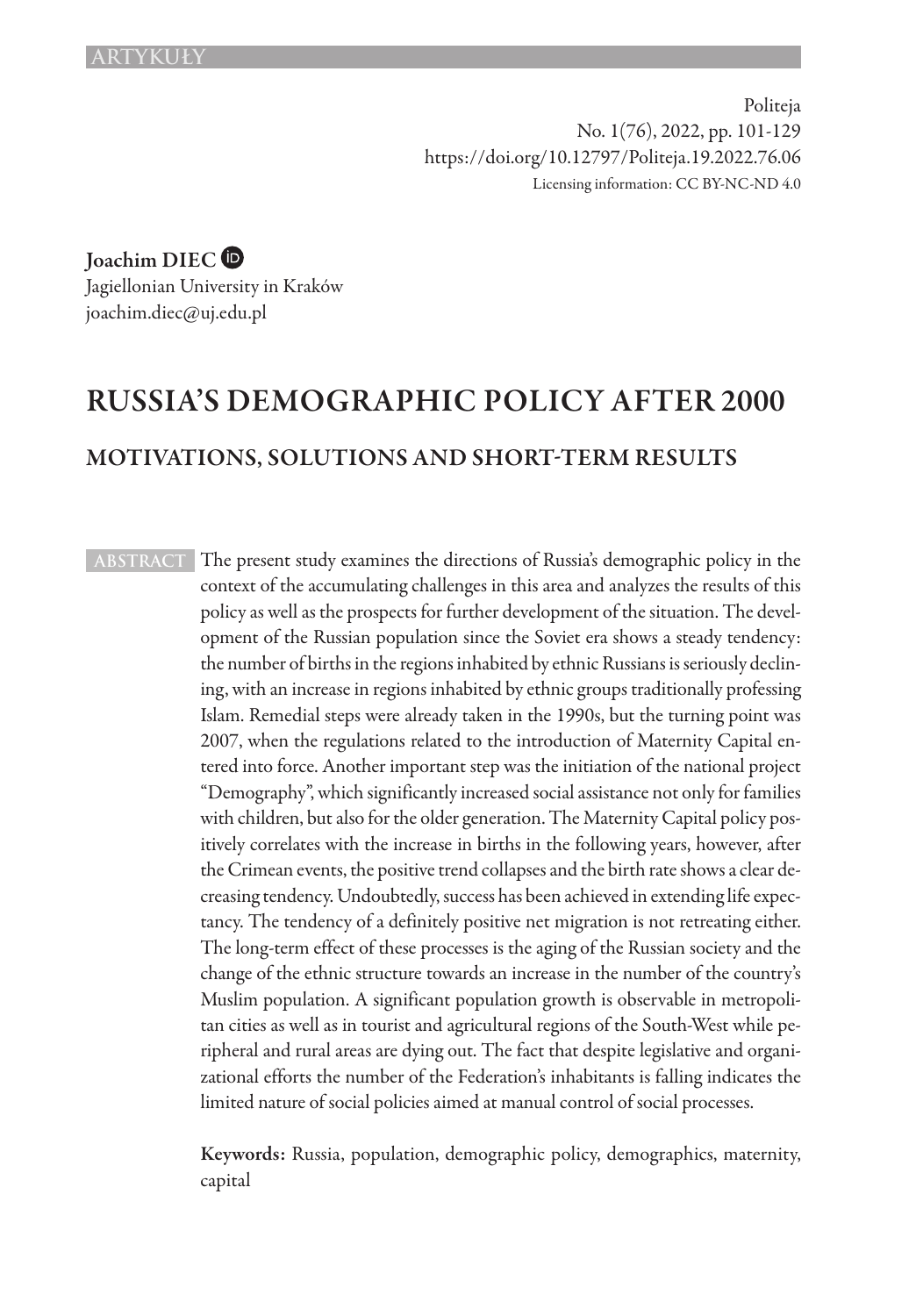ARTYKUŁY

Politeja
No. 1(76), 2022, pp. 101-129
https://doi.org/10.12797/Politeja.19.2022.76.06
Licensing information: CC BY-NC-ND 4.0

**Joachim DIEC**
Jagiellonian University in Kraków
joachim.diec@uj.edu.pl

# RUSSIA'S DEMOGRAPHIC POLICY AFTER 2000

## MOTIVATIONS, SOLUTIONS AND SHORT-TERM RESULTS

**ABSTRACT** The present study examines the directions of Russia's demographic policy in the context of the accumulating challenges in this area and analyzes the results of this policy as well as the prospects for further development of the situation. The development of the Russian population since the Soviet era shows a steady tendency: the number of births in the regions inhabited by ethnic Russians is seriously declining, with an increase in regions inhabited by ethnic groups traditionally professing Islam. Remedial steps were already taken in the 1990s, but the turning point was 2007, when the regulations related to the introduction of Maternity Capital entered into force. Another important step was the initiation of the national project "Demography", which significantly increased social assistance not only for families with children, but also for the older generation. The Maternity Capital policy positively correlates with the increase in births in the following years, however, after the Crimean events, the positive trend collapses and the birth rate shows a clear decreasing tendency. Undoubtedly, success has been achieved in extending life expectancy. The tendency of a definitely positive net migration is not retreating either. The long-term effect of these processes is the aging of the Russian society and the change of the ethnic structure towards an increase in the number of the country's Muslim population. A significant population growth is observable in metropolitan cities as well as in tourist and agricultural regions of the South-West while peripheral and rural areas are dying out. The fact that despite legislative and organizational efforts the number of the Federation's inhabitants is falling indicates the limited nature of social policies aimed at manual control of social processes.

**Keywords:** Russia, population, demographic policy, demographics, maternity, capital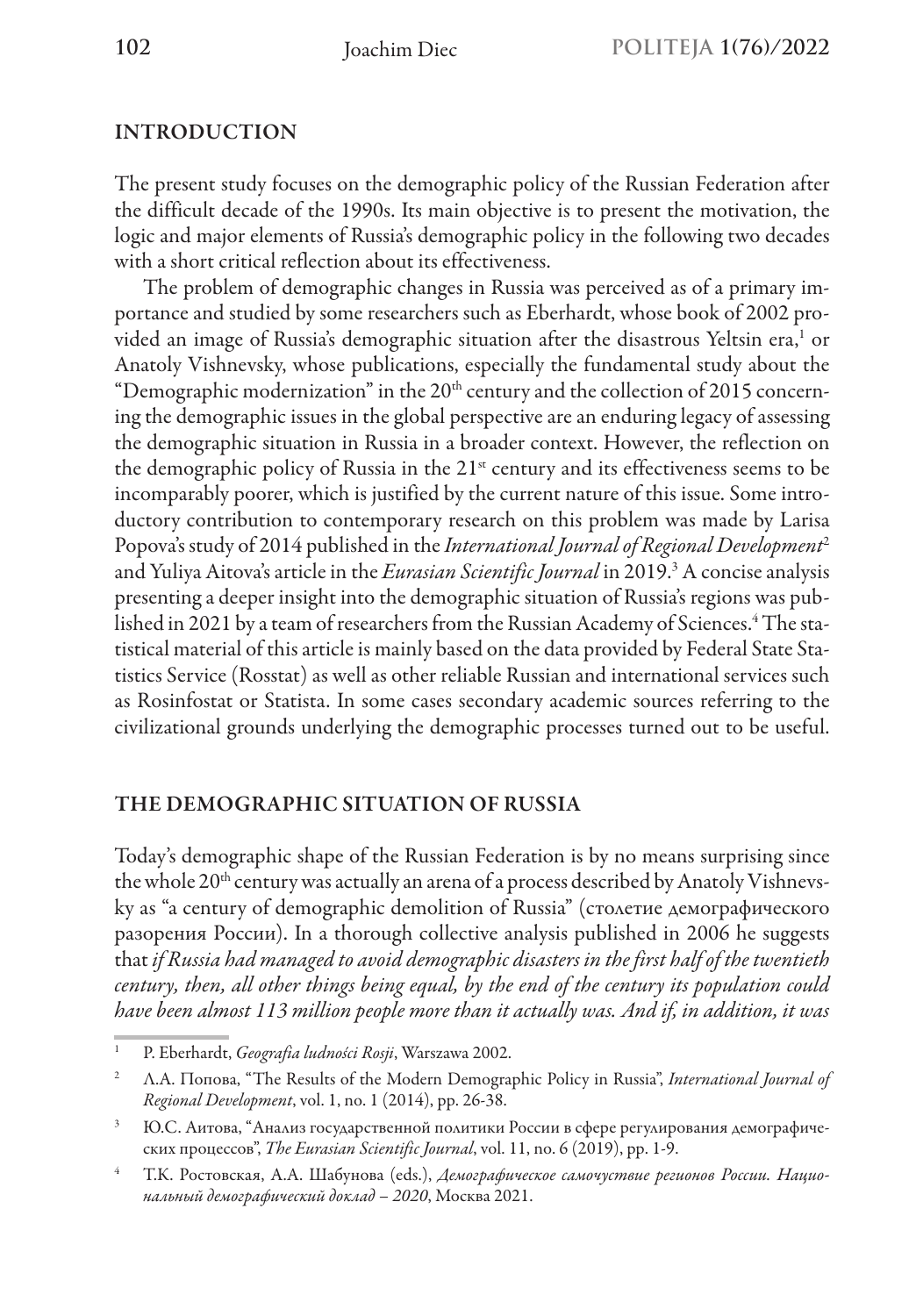## INTRODUCTION

The present study focuses on the demographic policy of the Russian Federation after the difficult decade of the 1990s. Its main objective is to present the motivation, the logic and major elements of Russia's demographic policy in the following two decades with a short critical reflection about its effectiveness.

The problem of demographic changes in Russia was perceived as of a primary importance and studied by some researchers such as Eberhardt, whose book of 2002 provided an image of Russia's demographic situation after the disastrous Yeltsin era,[1] or Anatoly Vishnevsky, whose publications, especially the fundamental study about the "Demographic modernization" in the 20th century and the collection of 2015 concerning the demographic issues in the global perspective are an enduring legacy of assessing the demographic situation in Russia in a broader context. However, the reflection on the demographic policy of Russia in the 21st century and its effectiveness seems to be incomparably poorer, which is justified by the current nature of this issue. Some introductory contribution to contemporary research on this problem was made by Larisa Popova's study of 2014 published in the *International Journal of Regional Development*[2] and Yuliya Aitova's article in the *Eurasian Scientific Journal* in 2019.[3] A concise analysis presenting a deeper insight into the demographic situation of Russia's regions was published in 2021 by a team of researchers from the Russian Academy of Sciences.[4] The statistical material of this article is mainly based on the data provided by Federal State Statistics Service (Rosstat) as well as other reliable Russian and international services such as Rosinfostat or Statista. In some cases secondary academic sources referring to the civilizational grounds underlying the demographic processes turned out to be useful.

## THE DEMOGRAPHIC SITUATION OF RUSSIA

Today's demographic shape of the Russian Federation is by no means surprising since the whole 20th century was actually an arena of a process described by Anatoly Vishnevsky as "a century of demographic demolition of Russia" (столетие демографического разорения России). In a thorough collective analysis published in 2006 he suggests that *if Russia had managed to avoid demographic disasters in the first half of the twentieth century, then, all other things being equal, by the end of the century its population could have been almost 113 million people more than it actually was. And if, in addition, it was*

---

[1] P. Eberhardt, *Geografia ludności Rosji*, Warszawa 2002.

[2] Л.А. Попова, "The Results of the Modern Demographic Policy in Russia", *International Journal of Regional Development*, vol. 1, no. 1 (2014), pp. 26-38.

[3] Ю.С. Аитова, "Анализ государственной политики России в сфере регулирования демографических процессов", *The Eurasian Scientific Journal*, vol. 11, no. 6 (2019), pp. 1-9.

[4] Т.К. Ростовская, А.А. Шабунова (eds.), *Демографическое самочуствие регионов России. Национальный демографический доклад – 2020*, Москва 2021.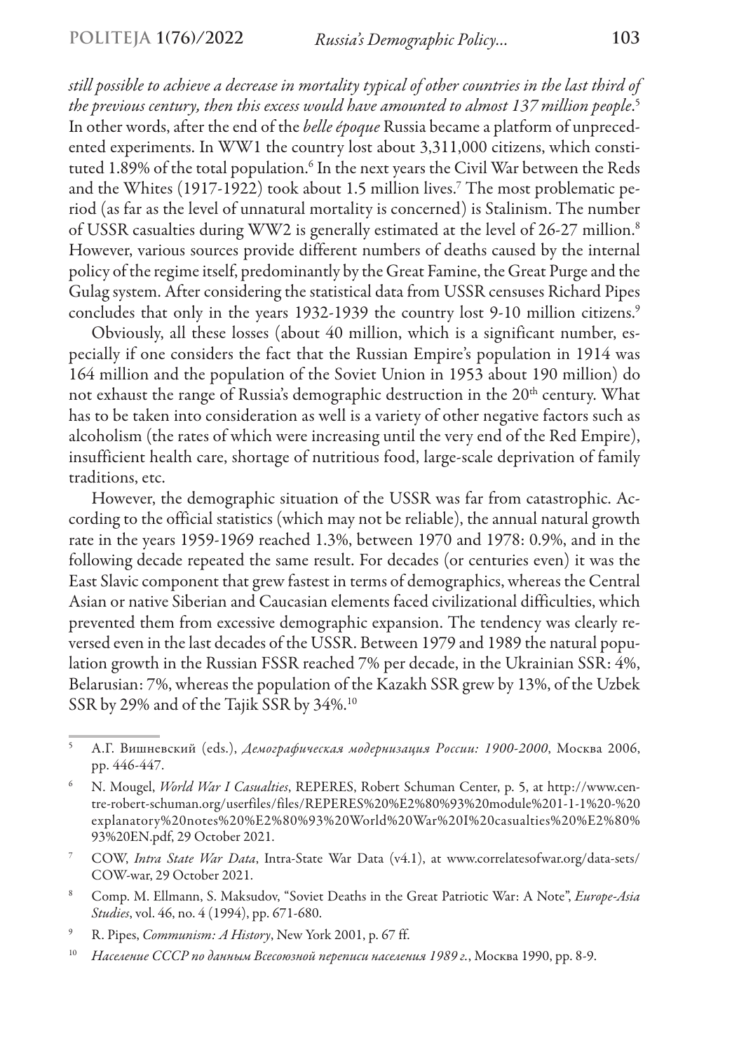*still possible to achieve a decrease in mortality typical of other countries in the last third of the previous century, then this excess would have amounted to almost 137 million people*.[5] In other words, after the end of the *belle époque* Russia became a platform of unprecedented experiments. In WW1 the country lost about 3,311,000 citizens, which constituted 1.89% of the total population.[6] In the next years the Civil War between the Reds and the Whites (1917-1922) took about 1.5 million lives.[7] The most problematic period (as far as the level of unnatural mortality is concerned) is Stalinism. The number of USSR casualties during WW2 is generally estimated at the level of 26-27 million.[8] However, various sources provide different numbers of deaths caused by the internal policy of the regime itself, predominantly by the Great Famine, the Great Purge and the Gulag system. After considering the statistical data from USSR censuses Richard Pipes concludes that only in the years 1932-1939 the country lost 9-10 million citizens.[9]

Obviously, all these losses (about 40 million, which is a significant number, especially if one considers the fact that the Russian Empire's population in 1914 was 164 million and the population of the Soviet Union in 1953 about 190 million) do not exhaust the range of Russia's demographic destruction in the 20th century. What has to be taken into consideration as well is a variety of other negative factors such as alcoholism (the rates of which were increasing until the very end of the Red Empire), insufficient health care, shortage of nutritious food, large-scale deprivation of family traditions, etc.

However, the demographic situation of the USSR was far from catastrophic. According to the official statistics (which may not be reliable), the annual natural growth rate in the years 1959-1969 reached 1.3%, between 1970 and 1978: 0.9%, and in the following decade repeated the same result. For decades (or centuries even) it was the East Slavic component that grew fastest in terms of demographics, whereas the Central Asian or native Siberian and Caucasian elements faced civilizational difficulties, which prevented them from excessive demographic expansion. The tendency was clearly reversed even in the last decades of the USSR. Between 1979 and 1989 the natural population growth in the Russian FSSR reached 7% per decade, in the Ukrainian SSR: 4%, Belarusian: 7%, whereas the population of the Kazakh SSR grew by 13%, of the Uzbek SSR by 29% and of the Tajik SSR by 34%.[10]

---

[5] А.Г. Вишневский (eds.), *Демографическая модернизация России: 1900-2000*, Москва 2006, pp. 446-447.

[6] N. Mougel, *World War I Casualties*, REPERES, Robert Schuman Center, p. 5, at http://www.centre-robert-schuman.org/userfiles/files/REPERES%20%E2%80%93%20module%201-1-1%20-%20explanatory%20notes%20%E2%80%93%20World%20War%20I%20casualties%20%E2%80%93%20EN.pdf, 29 October 2021.

[7] COW, *Intra State War Data*, Intra-State War Data (v4.1), at www.correlatesofwar.org/data-sets/COW-war, 29 October 2021.

[8] Comp. M. Ellmann, S. Maksudov, "Soviet Deaths in the Great Patriotic War: A Note", *Europe-Asia Studies*, vol. 46, no. 4 (1994), pp. 671-680.

[9] R. Pipes, *Communism: A History*, New York 2001, p. 67 ff.

[10] *Население СССР по данным Всесоюзной переписи населения 1989 г.*, Москва 1990, pp. 8-9.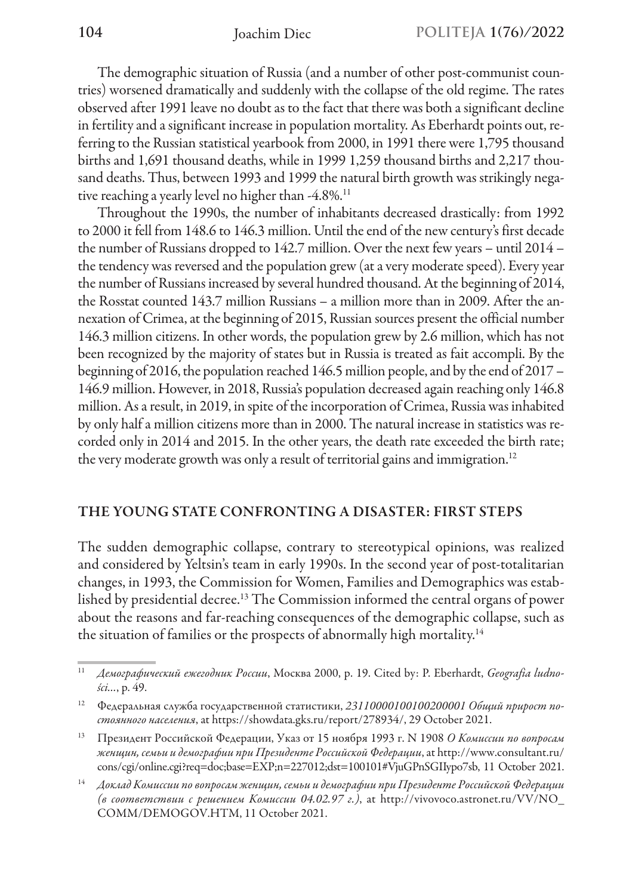The demographic situation of Russia (and a number of other post-communist countries) worsened dramatically and suddenly with the collapse of the old regime. The rates observed after 1991 leave no doubt as to the fact that there was both a significant decline in fertility and a significant increase in population mortality. As Eberhardt points out, referring to the Russian statistical yearbook from 2000, in 1991 there were 1,795 thousand births and 1,691 thousand deaths, while in 1999 1,259 thousand births and 2,217 thousand deaths. Thus, between 1993 and 1999 the natural birth growth was strikingly negative reaching a yearly level no higher than -4.8%.[11]

Throughout the 1990s, the number of inhabitants decreased drastically: from 1992 to 2000 it fell from 148.6 to 146.3 million. Until the end of the new century's first decade the number of Russians dropped to 142.7 million. Over the next few years – until 2014 – the tendency was reversed and the population grew (at a very moderate speed). Every year the number of Russians increased by several hundred thousand. At the beginning of 2014, the Rosstat counted 143.7 million Russians – a million more than in 2009. After the annexation of Crimea, at the beginning of 2015, Russian sources present the official number 146.3 million citizens. In other words, the population grew by 2.6 million, which has not been recognized by the majority of states but in Russia is treated as fait accompli. By the beginning of 2016, the population reached 146.5 million people, and by the end of 2017 – 146.9 million. However, in 2018, Russia's population decreased again reaching only 146.8 million. As a result, in 2019, in spite of the incorporation of Crimea, Russia was inhabited by only half a million citizens more than in 2000. The natural increase in statistics was recorded only in 2014 and 2015. In the other years, the death rate exceeded the birth rate; the very moderate growth was only a result of territorial gains and immigration.[12]

## THE YOUNG STATE CONFRONTING A DISASTER: FIRST STEPS

The sudden demographic collapse, contrary to stereotypical opinions, was realized and considered by Yeltsin's team in early 1990s. In the second year of post-totalitarian changes, in 1993, the Commission for Women, Families and Demographics was established by presidential decree.[13] The Commission informed the central organs of power about the reasons and far-reaching consequences of the demographic collapse, such as the situation of families or the prospects of abnormally high mortality.[14]

---

[11] *Демографический ежегодник России*, Москва 2000, p. 19. Cited by: P. Eberhardt, *Geografia ludności...*, p. 49.

[12] Федеральная служба государственной статистики, *23110000100100200001 Общий прирост постоянного населения*, at https://showdata.gks.ru/report/278934/, 29 October 2021.

[13] Президент Российской Федерации, Указ от 15 ноября 1993 г. N 1908 *О Комиссии по вопросам женщин, семьи и демографии при Президенте Российской Федерации*, at http://www.consultant.ru/cons/cgi/online.cgi?req=doc;base=EXP;n=227012;dst=100101#VjuGPnSGIIypo7sb, 11 October 2021.

[14] *Доклад Комиссии по вопросам женщин, семьи и демографии при Президенте Российской Федерации (в соответствии с решением Комиссии 04.02.97 г.)*, at http://vivovoco.astronet.ru/VV/NO_COMM/DEMOGOV.HTM, 11 October 2021.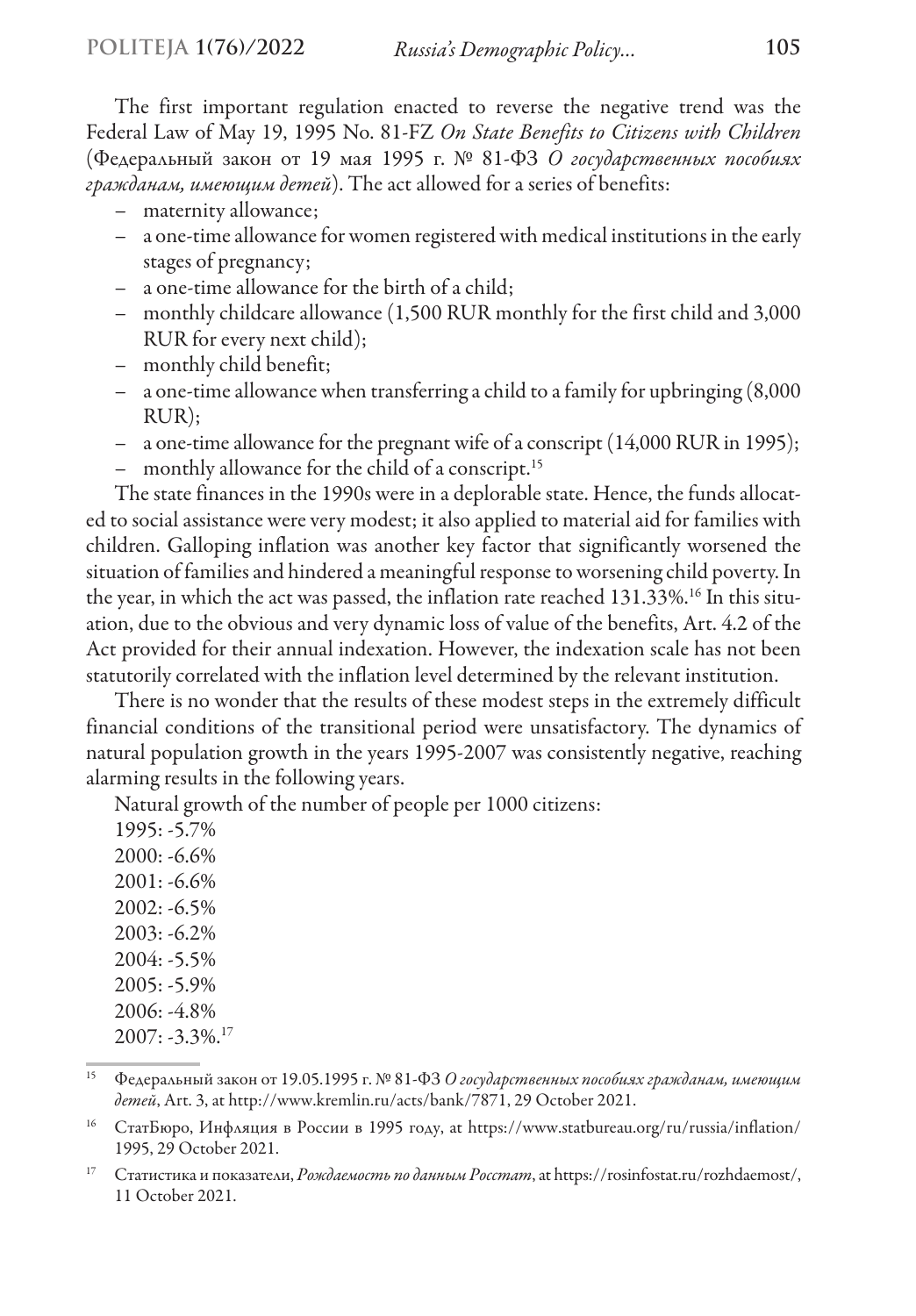The first important regulation enacted to reverse the negative trend was the Federal Law of May 19, 1995 No. 81-FZ *On State Benefits to Citizens with Children* (Федеральный закон от 19 мая 1995 г. № 81-ФЗ *О государственных пособиях гражданам, имеющим детей*). The act allowed for a series of benefits:

- maternity allowance;
- a one-time allowance for women registered with medical institutions in the early stages of pregnancy;
- a one-time allowance for the birth of a child;
- monthly childcare allowance (1,500 RUR monthly for the first child and 3,000 RUR for every next child);
- monthly child benefit;
- a one-time allowance when transferring a child to a family for upbringing (8,000 RUR);
- a one-time allowance for the pregnant wife of a conscript (14,000 RUR in 1995);
- monthly allowance for the child of a conscript.[15]

The state finances in the 1990s were in a deplorable state. Hence, the funds allocated to social assistance were very modest; it also applied to material aid for families with children. Galloping inflation was another key factor that significantly worsened the situation of families and hindered a meaningful response to worsening child poverty. In the year, in which the act was passed, the inflation rate reached 131.33%.[16] In this situation, due to the obvious and very dynamic loss of value of the benefits, Art. 4.2 of the Act provided for their annual indexation. However, the indexation scale has not been statutorily correlated with the inflation level determined by the relevant institution.

There is no wonder that the results of these modest steps in the extremely difficult financial conditions of the transitional period were unsatisfactory. The dynamics of natural population growth in the years 1995-2007 was consistently negative, reaching alarming results in the following years.

Natural growth of the number of people per 1000 citizens:

1995: -5.7%
2000: -6.6%
2001: -6.6%
2002: -6.5%
2003: -6.2%
2004: -5.5%
2005: -5.9%
2006: -4.8%
2007: -3.3%.[17]

---

[15] Федеральный закон от 19.05.1995 г. № 81-ФЗ *О государственных пособиях гражданам, имеющим детей*, Art. 3, at http://www.kremlin.ru/acts/bank/7871, 29 October 2021.

[16] СтатБюро, Инфляция в России в 1995 году, at https://www.statbureau.org/ru/russia/inflation/1995, 29 October 2021.

[17] Статистика и показатели, *Рождаемость по данным Росстат*, at https://rosinfostat.ru/rozhdaemost/, 11 October 2021.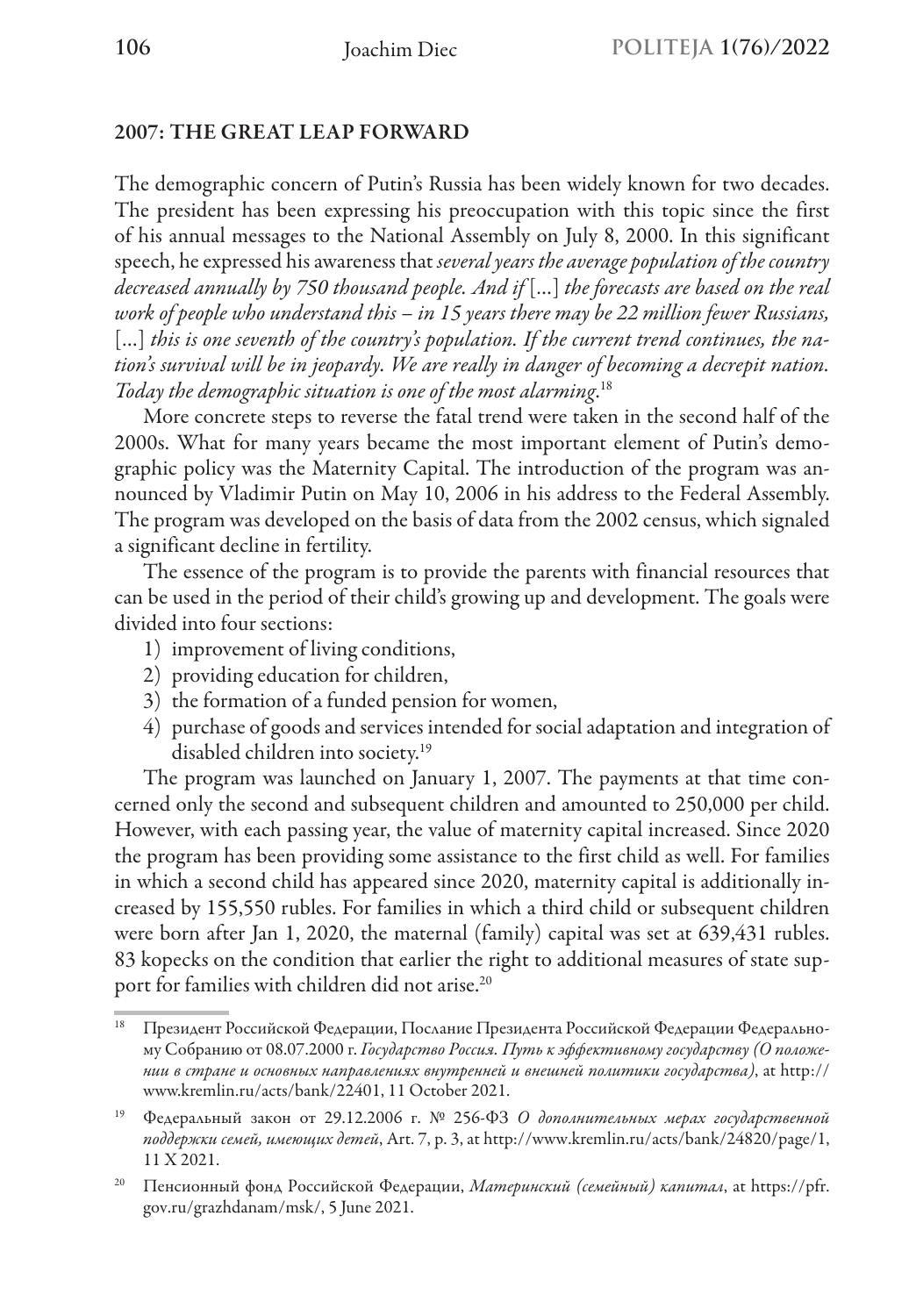## 2007: THE GREAT LEAP FORWARD

The demographic concern of Putin's Russia has been widely known for two decades. The president has been expressing his preoccupation with this topic since the first of his annual messages to the National Assembly on July 8, 2000. In this significant speech, he expressed his awareness that *several years the average population of the country decreased annually by 750 thousand people. And if* [...] *the forecasts are based on the real work of people who understand this – in 15 years there may be 22 million fewer Russians,* [...] *this is one seventh of the country's population. If the current trend continues, the nation's survival will be in jeopardy. We are really in danger of becoming a decrepit nation. Today the demographic situation is one of the most alarming*.[18]

More concrete steps to reverse the fatal trend were taken in the second half of the 2000s. What for many years became the most important element of Putin's demographic policy was the Maternity Capital. The introduction of the program was announced by Vladimir Putin on May 10, 2006 in his address to the Federal Assembly. The program was developed on the basis of data from the 2002 census, which signaled a significant decline in fertility.

The essence of the program is to provide the parents with financial resources that can be used in the period of their child's growing up and development. The goals were divided into four sections:

1) improvement of living conditions,
2) providing education for children,
3) the formation of a funded pension for women,
4) purchase of goods and services intended for social adaptation and integration of disabled children into society.[19]

The program was launched on January 1, 2007. The payments at that time concerned only the second and subsequent children and amounted to 250,000 per child. However, with each passing year, the value of maternity capital increased. Since 2020 the program has been providing some assistance to the first child as well. For families in which a second child has appeared since 2020, maternity capital is additionally increased by 155,550 rubles. For families in which a third child or subsequent children were born after Jan 1, 2020, the maternal (family) capital was set at 639,431 rubles. 83 kopecks on the condition that earlier the right to additional measures of state support for families with children did not arise.[20]

---

[18] Президент Российской Федерации, Послание Президента Российской Федерации Федеральному Собранию от 08.07.2000 г. *Государство Россия. Путь к эффективному государству (О положении в стране и основных направлениях внутренней и внешней политики государства)*, at http://www.kremlin.ru/acts/bank/22401, 11 October 2021.

[19] Федеральный закон от 29.12.2006 г. № 256-ФЗ *О дополнительных мерах государственной поддержки семей, имеющих детей*, Art. 7, p. 3, at http://www.kremlin.ru/acts/bank/24820/page/1, 11 X 2021.

[20] Пенсионный фонд Российской Федерации, *Материнский (семейный) капитал*, at https://pfr.gov.ru/grazhdanam/msk/, 5 June 2021.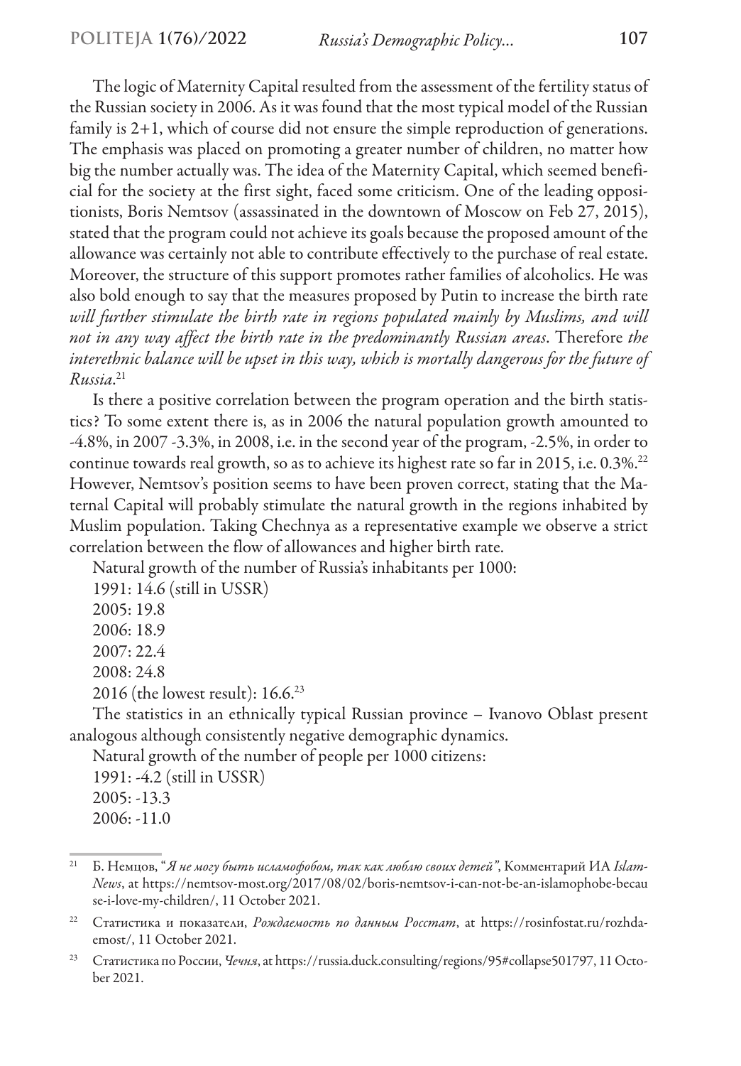The logic of Maternity Capital resulted from the assessment of the fertility status of the Russian society in 2006. As it was found that the most typical model of the Russian family is 2+1, which of course did not ensure the simple reproduction of generations. The emphasis was placed on promoting a greater number of children, no matter how big the number actually was. The idea of the Maternity Capital, which seemed beneficial for the society at the first sight, faced some criticism. One of the leading oppositionists, Boris Nemtsov (assassinated in the downtown of Moscow on Feb 27, 2015), stated that the program could not achieve its goals because the proposed amount of the allowance was certainly not able to contribute effectively to the purchase of real estate. Moreover, the structure of this support promotes rather families of alcoholics. He was also bold enough to say that the measures proposed by Putin to increase the birth rate *will further stimulate the birth rate in regions populated mainly by Muslims, and will not in any way affect the birth rate in the predominantly Russian areas*. Therefore *the interethnic balance will be upset in this way, which is mortally dangerous for the future of Russia*.[21]

Is there a positive correlation between the program operation and the birth statistics? To some extent there is, as in 2006 the natural population growth amounted to -4.8%, in 2007 -3.3%, in 2008, i.e. in the second year of the program, -2.5%, in order to continue towards real growth, so as to achieve its highest rate so far in 2015, i.e. 0.3%.[22] However, Nemtsov's position seems to have been proven correct, stating that the Maternal Capital will probably stimulate the natural growth in the regions inhabited by Muslim population. Taking Chechnya as a representative example we observe a strict correlation between the flow of allowances and higher birth rate.

Natural growth of the number of Russia's inhabitants per 1000:

1991: 14.6 (still in USSR)
2005: 19.8
2006: 18.9
2007: 22.4
2008: 24.8
2016 (the lowest result): 16.6.[23]

The statistics in an ethnically typical Russian province – Ivanovo Oblast present analogous although consistently negative demographic dynamics.

Natural growth of the number of people per 1000 citizens:

1991: -4.2 (still in USSR)
2005: -13.3
2006: -11.0

---

[21] Б. Немцов, "*Я не могу быть исламофобом, так как люблю своих детей*", Комментарий ИА *Islam-News*, at https://nemtsov-most.org/2017/08/02/boris-nemtsov-i-can-not-be-an-islamophobe-because-i-love-my-children/, 11 October 2021.

[22] Статистика и показатели, *Рождаемость по данным Росстат*, at https://rosinfostat.ru/rozhdaemost/, 11 October 2021.

[23] Статистика по России, *Чечня*, at https://russia.duck.consulting/regions/95#collapse501797, 11 October 2021.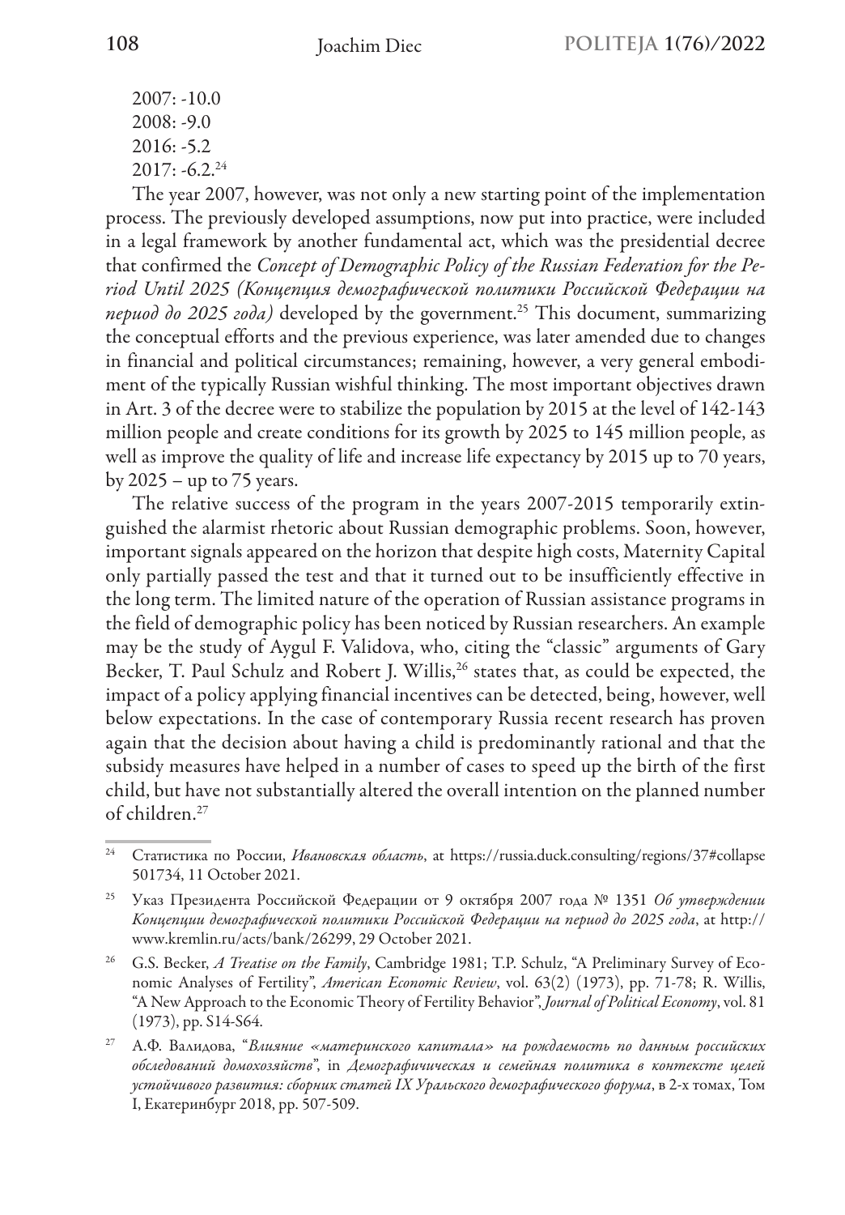2007: -10.0
2008: -9.0
2016: -5.2
2017: -6.2.[24]

The year 2007, however, was not only a new starting point of the implementation process. The previously developed assumptions, now put into practice, were included in a legal framework by another fundamental act, which was the presidential decree that confirmed the *Concept of Demographic Policy of the Russian Federation for the Period Until 2025 (Концепция демографической политики Российской Федерации на период до 2025 года)* developed by the government.[25] This document, summarizing the conceptual efforts and the previous experience, was later amended due to changes in financial and political circumstances; remaining, however, a very general embodiment of the typically Russian wishful thinking. The most important objectives drawn in Art. 3 of the decree were to stabilize the population by 2015 at the level of 142-143 million people and create conditions for its growth by 2025 to 145 million people, as well as improve the quality of life and increase life expectancy by 2015 up to 70 years, by 2025 – up to 75 years.

The relative success of the program in the years 2007-2015 temporarily extinguished the alarmist rhetoric about Russian demographic problems. Soon, however, important signals appeared on the horizon that despite high costs, Maternity Capital only partially passed the test and that it turned out to be insufficiently effective in the long term. The limited nature of the operation of Russian assistance programs in the field of demographic policy has been noticed by Russian researchers. An example may be the study of Aygul F. Validova, who, citing the "classic" arguments of Gary Becker, T. Paul Schulz and Robert J. Willis,[26] states that, as could be expected, the impact of a policy applying financial incentives can be detected, being, however, well below expectations. In the case of contemporary Russia recent research has proven again that the decision about having a child is predominantly rational and that the subsidy measures have helped in a number of cases to speed up the birth of the first child, but have not substantially altered the overall intention on the planned number of children.[27]

---

[24] Статистика по России, *Ивановская область*, at https://russia.duck.consulting/regions/37#collapse501734, 11 October 2021.

[25] Указ Президента Российской Федерации от 9 октября 2007 года № 1351 *Об утверждении Концепции демографической политики Российской Федерации на период до 2025 года*, at http://www.kremlin.ru/acts/bank/26299, 29 October 2021.

[26] G.S. Becker, *A Treatise on the Family*, Cambridge 1981; T.P. Schulz, "A Preliminary Survey of Economic Analyses of Fertility", *American Economic Review*, vol. 63(2) (1973), pp. 71-78; R. Willis, "A New Approach to the Economic Theory of Fertility Behavior", *Journal of Political Economy*, vol. 81 (1973), pp. S14-S64.

[27] А.Ф. Валидова, "*Влияние «материнского капитала» на рождаемость по данным российских обследований домохозяйств*", in *Демографичическая и семейная политика в контексте целей устойчивого развития: сборник статей IX Уральского демографического форума*, в 2-х томах, Том I, Екатеринбург 2018, pp. 507-509.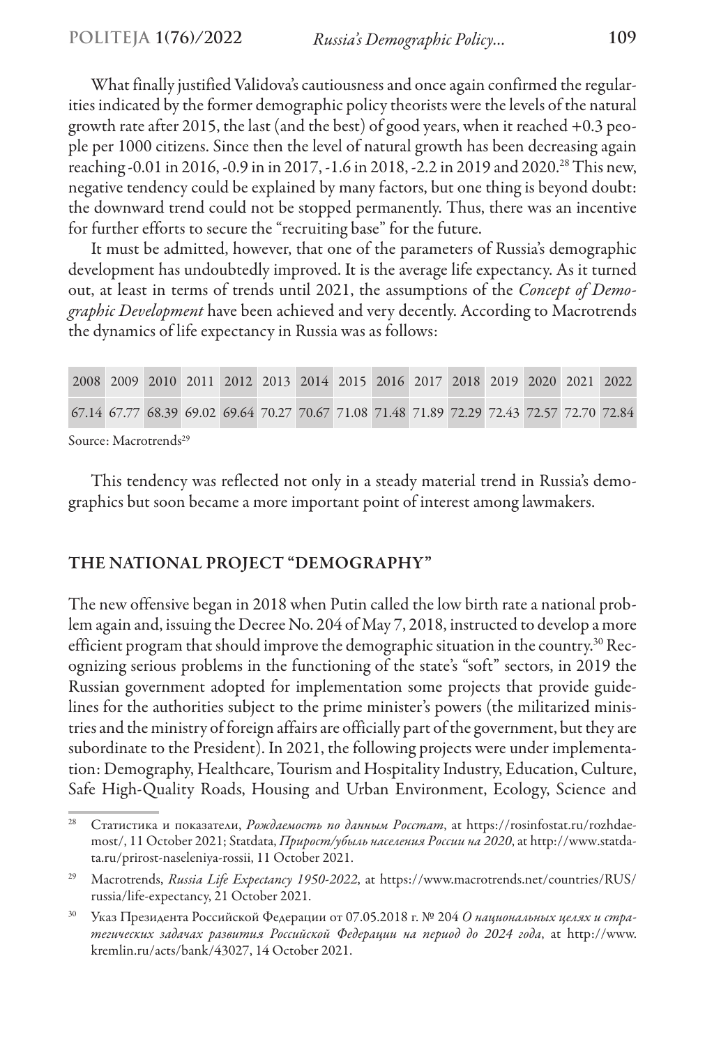What finally justified Validova's cautiousness and once again confirmed the regularities indicated by the former demographic policy theorists were the levels of the natural growth rate after 2015, the last (and the best) of good years, when it reached +0.3 people per 1000 citizens. Since then the level of natural growth has been decreasing again reaching -0.01 in 2016, -0.9 in in 2017, -1.6 in 2018, -2.2 in 2019 and 2020.[28] This new, negative tendency could be explained by many factors, but one thing is beyond doubt: the downward trend could not be stopped permanently. Thus, there was an incentive for further efforts to secure the "recruiting base" for the future.

It must be admitted, however, that one of the parameters of Russia's demographic development has undoubtedly improved. It is the average life expectancy. As it turned out, at least in terms of trends until 2021, the assumptions of the *Concept of Demographic Development* have been achieved and very decently. According to Macrotrends the dynamics of life expectancy in Russia was as follows:

| 2008 | 2009 | 2010 | 2011 | 2012 | 2013 | 2014 | 2015 | 2016 | 2017 | 2018 | 2019 | 2020 | 2021 | 2022 |
|---|---|---|---|---|---|---|---|---|---|---|---|---|---|---|
| 67.14 | 67.77 | 68.39 | 69.02 | 69.64 | 70.27 | 70.67 | 71.08 | 71.48 | 71.89 | 72.29 | 72.43 | 72.57 | 72.70 | 72.84 |

Source: Macrotrends[29]

This tendency was reflected not only in a steady material trend in Russia's demographics but soon became a more important point of interest among lawmakers.

## THE NATIONAL PROJECT "DEMOGRAPHY"

The new offensive began in 2018 when Putin called the low birth rate a national problem again and, issuing the Decree No. 204 of May 7, 2018, instructed to develop a more efficient program that should improve the demographic situation in the country.[30] Recognizing serious problems in the functioning of the state's "soft" sectors, in 2019 the Russian government adopted for implementation some projects that provide guidelines for the authorities subject to the prime minister's powers (the militarized ministries and the ministry of foreign affairs are officially part of the government, but they are subordinate to the President). In 2021, the following projects were under implementation: Demography, Healthcare, Tourism and Hospitality Industry, Education, Culture, Safe High-Quality Roads, Housing and Urban Environment, Ecology, Science and

---

[28] Статистика и показатели, *Рождаемость по данным Росстат*, at https://rosinfostat.ru/rozhdaemost/, 11 October 2021; Statdata, *Прирост/убыль населения России на 2020*, at http://www.statdata.ru/prirost-naseleniya-rossii, 11 October 2021.

[29] Macrotrends, *Russia Life Expectancy 1950-2022*, at https://www.macrotrends.net/countries/RUS/russia/life-expectancy, 21 October 2021.

[30] Указ Президента Российской Федерации от 07.05.2018 г. № 204 *О национальных целях и стратегических задачах развития Российской Федерации на период до 2024 года*, at http://www.kremlin.ru/acts/bank/43027, 14 October 2021.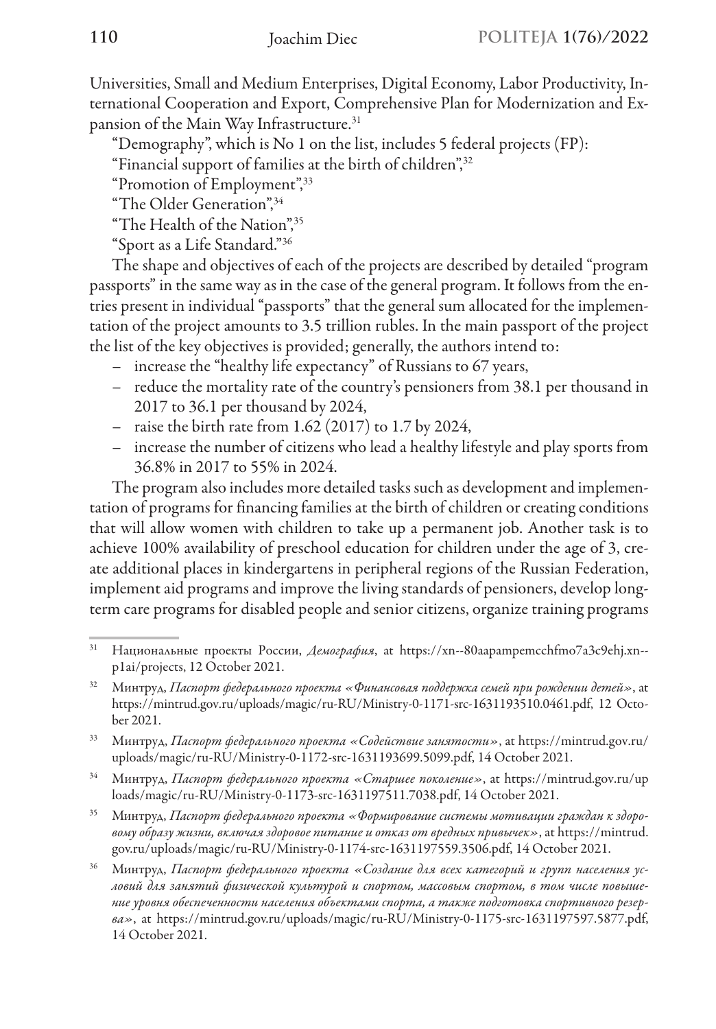Universities, Small and Medium Enterprises, Digital Economy, Labor Productivity, International Cooperation and Export, Comprehensive Plan for Modernization and Expansion of the Main Way Infrastructure.[31]

"Demography", which is No 1 on the list, includes 5 federal projects (FP):

"Financial support of families at the birth of children",[32]

"Promotion of Employment",[33]

"The Older Generation",[34]

"The Health of the Nation",[35]

"Sport as a Life Standard."[36]

The shape and objectives of each of the projects are described by detailed "program passports" in the same way as in the case of the general program. It follows from the entries present in individual "passports" that the general sum allocated for the implementation of the project amounts to 3.5 trillion rubles. In the main passport of the project the list of the key objectives is provided; generally, the authors intend to:

- increase the "healthy life expectancy" of Russians to 67 years,
- reduce the mortality rate of the country's pensioners from 38.1 per thousand in 2017 to 36.1 per thousand by 2024,
- raise the birth rate from 1.62 (2017) to 1.7 by 2024,
- increase the number of citizens who lead a healthy lifestyle and play sports from 36.8% in 2017 to 55% in 2024.

The program also includes more detailed tasks such as development and implementation of programs for financing families at the birth of children or creating conditions that will allow women with children to take up a permanent job. Another task is to achieve 100% availability of preschool education for children under the age of 3, create additional places in kindergartens in peripheral regions of the Russian Federation, implement aid programs and improve the living standards of pensioners, develop long-term care programs for disabled people and senior citizens, organize training programs

---

[31] Национальные проекты России, *Демография*, at https://xn--80aapampemcchfmo7a3c9ehj.xn--p1ai/projects, 12 October 2021.

[32] Минтруд, *Паспорт федерального проекта «Финансовая поддержка семей при рождении детей»*, at https://mintrud.gov.ru/uploads/magic/ru-RU/Ministry-0-1171-src-1631193510.0461.pdf, 12 October 2021.

[33] Минтруд, *Паспорт федерального проекта «Содействие занятости»*, at https://mintrud.gov.ru/uploads/magic/ru-RU/Ministry-0-1172-src-1631193699.5099.pdf, 14 October 2021.

[34] Минтруд, *Паспорт федерального проекта «Старшее поколение»*, at https://mintrud.gov.ru/uploads/magic/ru-RU/Ministry-0-1173-src-1631197511.7038.pdf, 14 October 2021.

[35] Минтруд, *Паспорт федерального проекта «Формирование системы мотивации граждан к здоровому образу жизни, включая здоровое питание и отказ от вредных привычек»*, at https://mintrud.gov.ru/uploads/magic/ru-RU/Ministry-0-1174-src-1631197559.3506.pdf, 14 October 2021.

[36] Минтруд, *Паспорт федерального проекта «Создание для всех категорий и групп населения условий для занятий физической культурой и спортом, массовым спортом, в том числе повышение уровня обеспеченности населения объектами спорта, а также подготовка спортивного резерва»*, at https://mintrud.gov.ru/uploads/magic/ru-RU/Ministry-0-1175-src-1631197597.5877.pdf, 14 October 2021.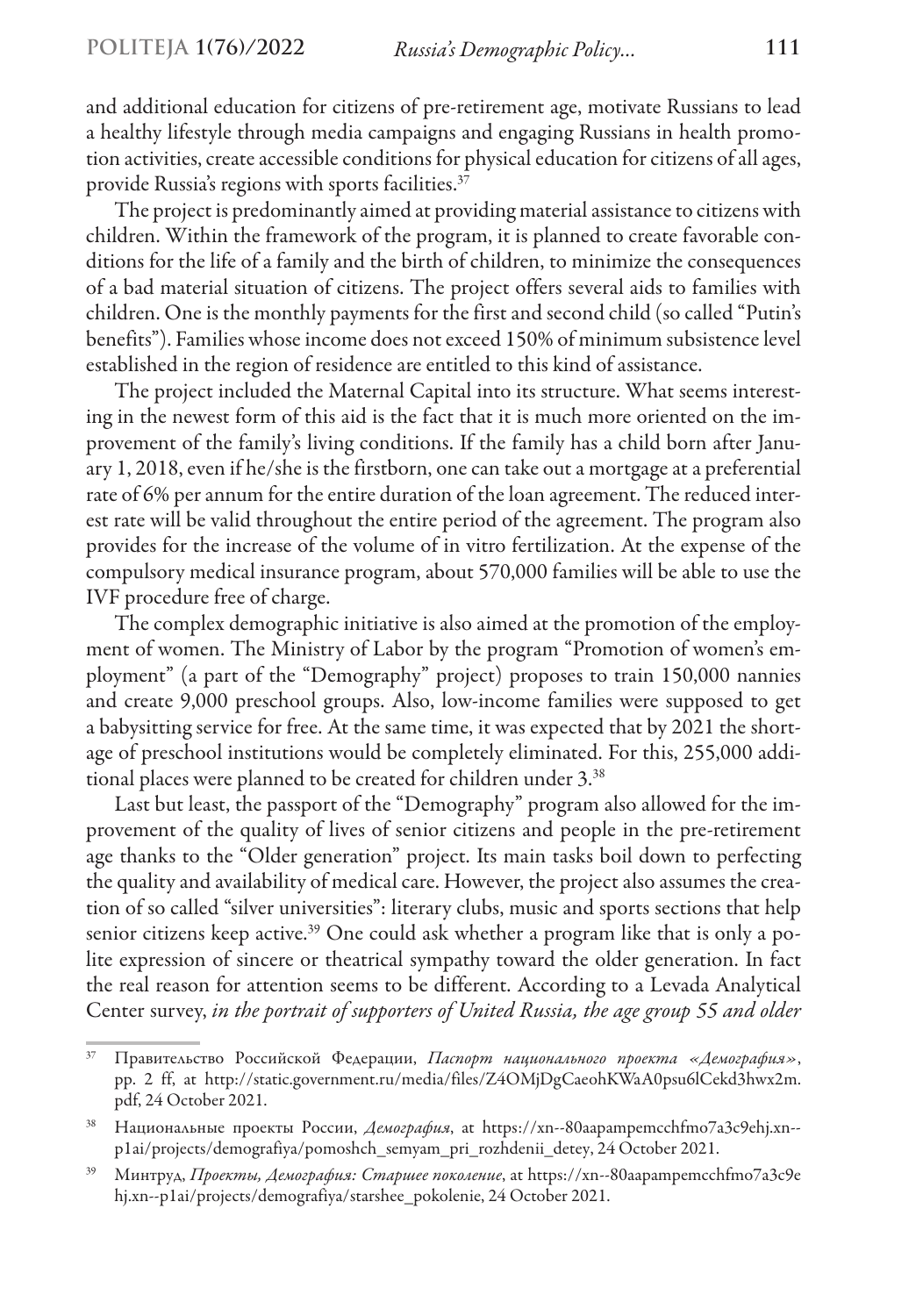and additional education for citizens of pre-retirement age, motivate Russians to lead a healthy lifestyle through media campaigns and engaging Russians in health promotion activities, create accessible conditions for physical education for citizens of all ages, provide Russia's regions with sports facilities.[37]

The project is predominantly aimed at providing material assistance to citizens with children. Within the framework of the program, it is planned to create favorable conditions for the life of a family and the birth of children, to minimize the consequences of a bad material situation of citizens. The project offers several aids to families with children. One is the monthly payments for the first and second child (so called "Putin's benefits"). Families whose income does not exceed 150% of minimum subsistence level established in the region of residence are entitled to this kind of assistance.

The project included the Maternal Capital into its structure. What seems interesting in the newest form of this aid is the fact that it is much more oriented on the improvement of the family's living conditions. If the family has a child born after January 1, 2018, even if he/she is the firstborn, one can take out a mortgage at a preferential rate of 6% per annum for the entire duration of the loan agreement. The reduced interest rate will be valid throughout the entire period of the agreement. The program also provides for the increase of the volume of in vitro fertilization. At the expense of the compulsory medical insurance program, about 570,000 families will be able to use the IVF procedure free of charge.

The complex demographic initiative is also aimed at the promotion of the employment of women. The Ministry of Labor by the program "Promotion of women's employment" (a part of the "Demography" project) proposes to train 150,000 nannies and create 9,000 preschool groups. Also, low-income families were supposed to get a babysitting service for free. At the same time, it was expected that by 2021 the shortage of preschool institutions would be completely eliminated. For this, 255,000 additional places were planned to be created for children under 3.[38]

Last but least, the passport of the "Demography" program also allowed for the improvement of the quality of lives of senior citizens and people in the pre-retirement age thanks to the "Older generation" project. Its main tasks boil down to perfecting the quality and availability of medical care. However, the project also assumes the creation of so called "silver universities": literary clubs, music and sports sections that help senior citizens keep active.[39] One could ask whether a program like that is only a polite expression of sincere or theatrical sympathy toward the older generation. In fact the real reason for attention seems to be different. According to a Levada Analytical Center survey, *in the portrait of supporters of United Russia, the age group 55 and older*

---

[37] Правительство Российской Федерации, *Паспорт национального проекта «Демография»*, pp. 2 ff, at http://static.government.ru/media/files/Z4OMjDgCaeohKWaA0psu6lCekd3hwx2m.pdf, 24 October 2021.

[38] Национальные проекты России, *Демография*, at https://xn--80aapampemcchfmo7a3c9ehj.xn--p1ai/projects/demografiya/pomoshch_semyam_pri_rozhdenii_detey, 24 October 2021.

[39] Минтруд, *Проекты, Демография: Старшее поколение*, at https://xn--80aapampemcchfmo7a3c9ehj.xn--p1ai/projects/demografiya/starshee_pokolenie, 24 October 2021.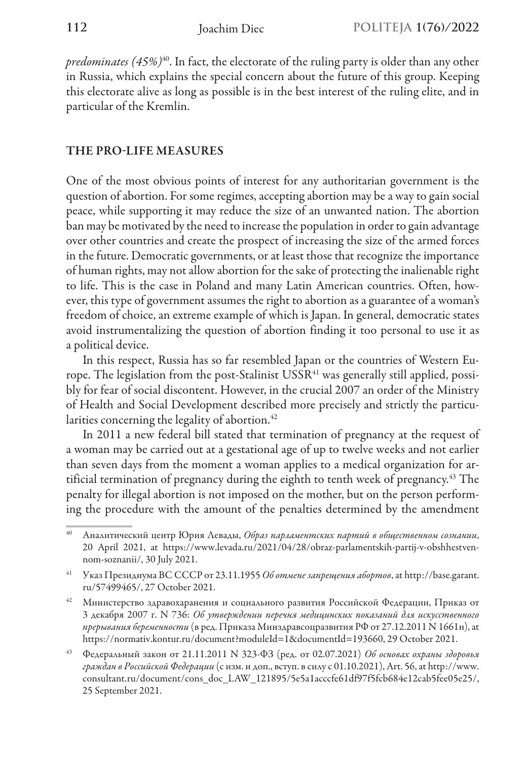*predominates (45%)*[40]. In fact, the electorate of the ruling party is older than any other in Russia, which explains the special concern about the future of this group. Keeping this electorate alive as long as possible is in the best interest of the ruling elite, and in particular of the Kremlin.

## THE PRO-LIFE MEASURES

One of the most obvious points of interest for any authoritarian government is the question of abortion. For some regimes, accepting abortion may be a way to gain social peace, while supporting it may reduce the size of an unwanted nation. The abortion ban may be motivated by the need to increase the population in order to gain advantage over other countries and create the prospect of increasing the size of the armed forces in the future. Democratic governments, or at least those that recognize the importance of human rights, may not allow abortion for the sake of protecting the inalienable right to life. This is the case in Poland and many Latin American countries. Often, however, this type of government assumes the right to abortion as a guarantee of a woman's freedom of choice, an extreme example of which is Japan. In general, democratic states avoid instrumentalizing the question of abortion finding it too personal to use it as a political device.

In this respect, Russia has so far resembled Japan or the countries of Western Europe. The legislation from the post-Stalinist USSR[41] was generally still applied, possibly for fear of social discontent. However, in the crucial 2007 an order of the Ministry of Health and Social Development described more precisely and strictly the particularities concerning the legality of abortion.[42]

In 2011 a new federal bill stated that termination of pregnancy at the request of a woman may be carried out at a gestational age of up to twelve weeks and not earlier than seven days from the moment a woman applies to a medical organization for artificial termination of pregnancy during the eighth to tenth week of pregnancy.[43] The penalty for illegal abortion is not imposed on the mother, but on the person performing the procedure with the amount of the penalties determined by the amendment

---

[40] Аналитический центр Юрия Левады, *Образ парламентских партий в общественном сознании*, 20 April 2021, at https://www.levada.ru/2021/04/28/obraz-parlamentskih-partij-v-obshhestvennom-soznanii/, 30 July 2021.

[41] Указ Президиума ВС СССР от 23.11.1955 *Об отмене запрещения абортов*, at http://base.garant.ru/57499465/, 27 October 2021.

[42] Министерство здравохранения и социального развития Российской Федерации, Приказ от 3 декабря 2007 г. N 736: *Об утверждении перечня медицинских показаний для искусственного прерывания беременности* (в ред. Приказа Минздравсоцразвития РФ от 27.12.2011 N 1661н), at https://normativ.kontur.ru/document?moduleId=1&documentId=193660, 29 October 2021.

[43] Федеральный закон от 21.11.2011 N 323-ФЗ (ред. от 02.07.2021) *Об основах охраны здоровья граждан в Российской Федерации* (с изм. и доп., вступ. в силу с 01.10.2021), Art. 56, at http://www.consultant.ru/document/cons_doc_LAW_121895/5e5a1acccfe61df97f5fcb684e12cab5fee05e25/, 25 September 2021.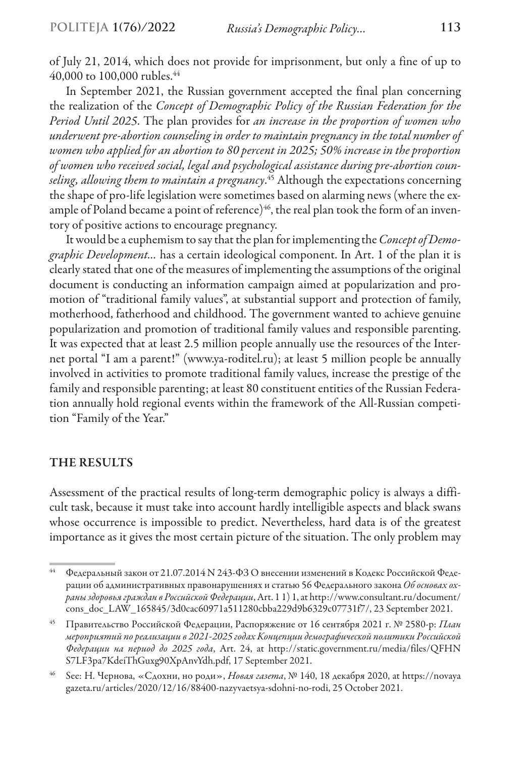of July 21, 2014, which does not provide for imprisonment, but only a fine of up to 40,000 to 100,000 rubles.[44]

In September 2021, the Russian government accepted the final plan concerning the realization of the *Concept of Demographic Policy of the Russian Federation for the Period Until 2025*. The plan provides for *an increase in the proportion of women who underwent pre-abortion counseling in order to maintain pregnancy in the total number of women who applied for an abortion to 80 percent in 2025; 50% increase in the proportion of women who received social, legal and psychological assistance during pre-abortion counseling, allowing them to maintain a pregnancy*.[45] Although the expectations concerning the shape of pro-life legislation were sometimes based on alarming news (where the example of Poland became a point of reference)[46], the real plan took the form of an inventory of positive actions to encourage pregnancy.

It would be a euphemism to say that the plan for implementing the *Concept of Demographic Development...* has a certain ideological component. In Art. 1 of the plan it is clearly stated that one of the measures of implementing the assumptions of the original document is conducting an information campaign aimed at popularization and promotion of "traditional family values", at substantial support and protection of family, motherhood, fatherhood and childhood. The government wanted to achieve genuine popularization and promotion of traditional family values and responsible parenting. It was expected that at least 2.5 million people annually use the resources of the Internet portal "I am a parent!" (www.ya-roditel.ru); at least 5 million people be annually involved in activities to promote traditional family values, increase the prestige of the family and responsible parenting; at least 80 constituent entities of the Russian Federation annually hold regional events within the framework of the All-Russian competition "Family of the Year."

## THE RESULTS

Assessment of the practical results of long-term demographic policy is always a difficult task, because it must take into account hardly intelligible aspects and black swans whose occurrence is impossible to predict. Nevertheless, hard data is of the greatest importance as it gives the most certain picture of the situation. The only problem may

---

[44] Федеральный закон от 21.07.2014 N 243-ФЗ О внесении изменений в Кодекс Российской Федерации об административных правонарушениях и статью 56 Федерального закона *Об основах охраны здоровья граждан в Российской Федерации*, Art. 1 1) 1, at http://www.consultant.ru/document/cons_doc_LAW_165845/3d0cac60971a511280cbba229d9b6329c07731f7/, 23 September 2021.

[45] Правительство Российской Федерации, Распоряжение от 16 сентября 2021 г. № 2580-р: *План мероприятий по реализации в 2021-2025 годах Концепции демографической политики Российской Федерации на период до 2025 года*, Art. 24, at http://static.government.ru/media/files/QFHNS7LF3pa7KdeiThGuxg90XpAnvYdh.pdf, 17 September 2021.

[46] See: Н. Чернова, «Сдохни, но роди», *Новая газета*, № 140, 18 декабря 2020, at https://novayagazeta.ru/articles/2020/12/16/88400-nazyvaetsya-sdohni-no-rodi, 25 October 2021.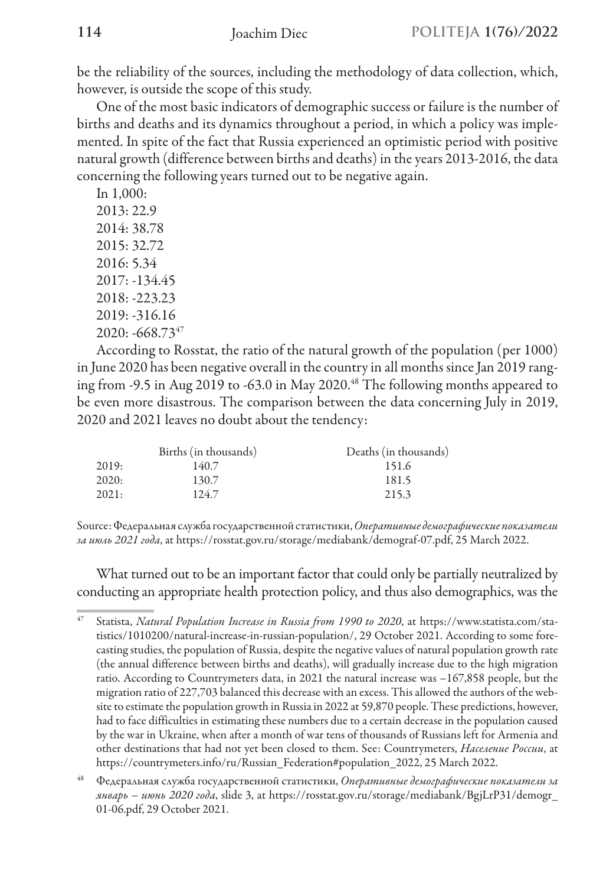be the reliability of the sources, including the methodology of data collection, which, however, is outside the scope of this study.

One of the most basic indicators of demographic success or failure is the number of births and deaths and its dynamics throughout a period, in which a policy was implemented. In spite of the fact that Russia experienced an optimistic period with positive natural growth (difference between births and deaths) in the years 2013-2016, the data concerning the following years turned out to be negative again.

In 1,000:
2013: 22.9
2014: 38.78
2015: 32.72
2016: 5.34
2017: -134.45
2018: -223.23
2019: -316.16
2020: -668.73[47]

According to Rosstat, the ratio of the natural growth of the population (per 1000) in June 2020 has been negative overall in the country in all months since Jan 2019 ranging from -9.5 in Aug 2019 to -63.0 in May 2020.[48] The following months appeared to be even more disastrous. The comparison between the data concerning July in 2019, 2020 and 2021 leaves no doubt about the tendency:

| | Births (in thousands) | Deaths (in thousands) |
|---|---|---|
| 2019: | 140.7 | 151.6 |
| 2020: | 130.7 | 181.5 |
| 2021: | 124.7 | 215.3 |

Source: Федеральная служба государственной статистики, *Оперативные демографические показатели за июль 2021 года*, at https://rosstat.gov.ru/storage/mediabank/demograf-07.pdf, 25 March 2022.

What turned out to be an important factor that could only be partially neutralized by conducting an appropriate health protection policy, and thus also demographics, was the

---

[47] Statista, *Natural Population Increase in Russia from 1990 to 2020*, at https://www.statista.com/statistics/1010200/natural-increase-in-russian-population/, 29 October 2021. According to some forecasting studies, the population of Russia, despite the negative values of natural population growth rate (the annual difference between births and deaths), will gradually increase due to the high migration ratio. According to Countrymeters data, in 2021 the natural increase was –167,858 people, but the migration ratio of 227,703 balanced this decrease with an excess. This allowed the authors of the website to estimate the population growth in Russia in 2022 at 59,870 people. These predictions, however, had to face difficulties in estimating these numbers due to a certain decrease in the population caused by the war in Ukraine, when after a month of war tens of thousands of Russians left for Armenia and other destinations that had not yet been closed to them. See: Countrymeters, *Население России*, at https://countrymeters.info/ru/Russian_Federation#population_2022, 25 March 2022.

[48] Федеральная служба государственной статистики, *Оперативные демографические показатели за январь – июнь 2020 года*, slide 3, at https://rosstat.gov.ru/storage/mediabank/BgjLrP31/demogr_01-06.pdf, 29 October 2021.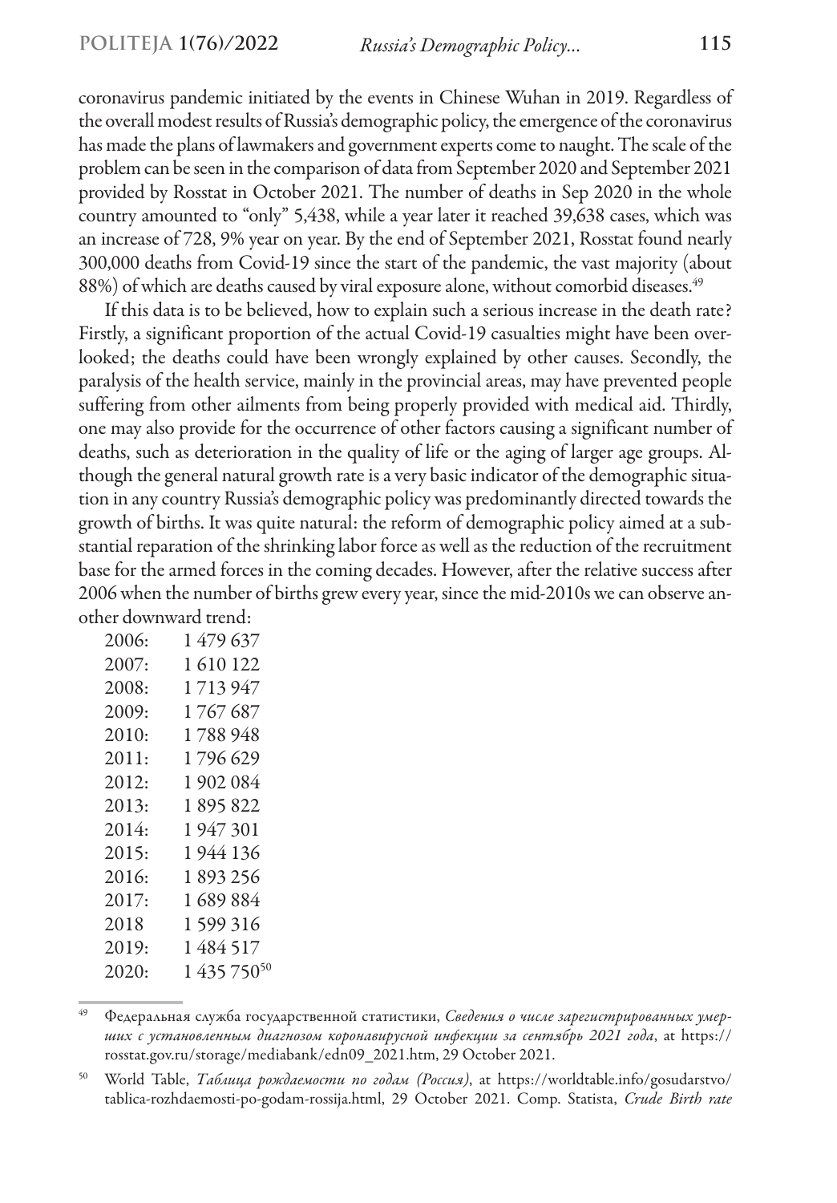coronavirus pandemic initiated by the events in Chinese Wuhan in 2019. Regardless of the overall modest results of Russia's demographic policy, the emergence of the coronavirus has made the plans of lawmakers and government experts come to naught. The scale of the problem can be seen in the comparison of data from September 2020 and September 2021 provided by Rosstat in October 2021. The number of deaths in Sep 2020 in the whole country amounted to "only" 5,438, while a year later it reached 39,638 cases, which was an increase of 728, 9% year on year. By the end of September 2021, Rosstat found nearly 300,000 deaths from Covid-19 since the start of the pandemic, the vast majority (about 88%) of which are deaths caused by viral exposure alone, without comorbid diseases.[49]

If this data is to be believed, how to explain such a serious increase in the death rate? Firstly, a significant proportion of the actual Covid-19 casualties might have been overlooked; the deaths could have been wrongly explained by other causes. Secondly, the paralysis of the health service, mainly in the provincial areas, may have prevented people suffering from other ailments from being properly provided with medical aid. Thirdly, one may also provide for the occurrence of other factors causing a significant number of deaths, such as deterioration in the quality of life or the aging of larger age groups. Although the general natural growth rate is a very basic indicator of the demographic situation in any country Russia's demographic policy was predominantly directed towards the growth of births. It was quite natural: the reform of demographic policy aimed at a substantial reparation of the shrinking labor force as well as the reduction of the recruitment base for the armed forces in the coming decades. However, after the relative success after 2006 when the number of births grew every year, since the mid-2010s we can observe another downward trend:

2006: 1 479 637
2007: 1 610 122
2008: 1 713 947
2009: 1 767 687
2010: 1 788 948
2011: 1 796 629
2012: 1 902 084
2013: 1 895 822
2014: 1 947 301
2015: 1 944 136
2016: 1 893 256
2017: 1 689 884
2018 1 599 316
2019: 1 484 517
2020: 1 435 750[50]

---

[49] Федеральная служба государственной статистики, *Сведения о числе зарегистрированных умерших с установленным диагнозом коронавирусной инфекции за сентябрь 2021 года*, at https://rosstat.gov.ru/storage/mediabank/edn09_2021.htm, 29 October 2021.

[50] World Table, *Таблица рождаемости по годам (Россия)*, at https://worldtable.info/gosudarstvo/tablica-rozhdaemosti-po-godam-rossija.html, 29 October 2021. Comp. Statista, *Crude Birth rate*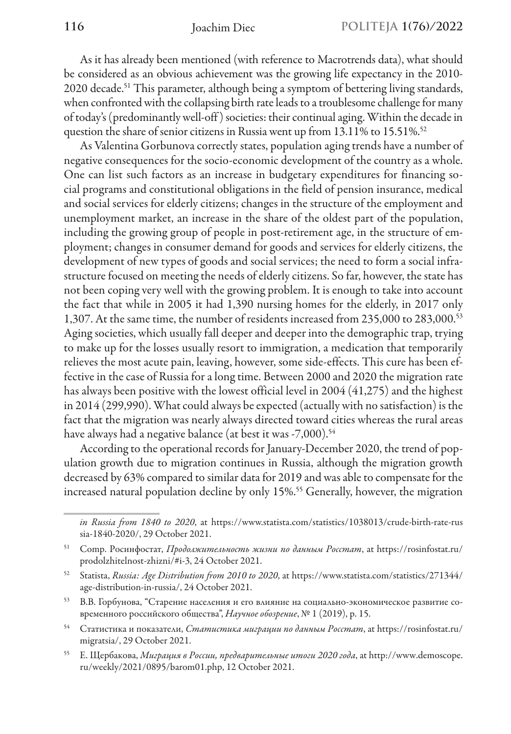As it has already been mentioned (with reference to Macrotrends data), what should be considered as an obvious achievement was the growing life expectancy in the 2010-2020 decade.[51] This parameter, although being a symptom of bettering living standards, when confronted with the collapsing birth rate leads to a troublesome challenge for many of today's (predominantly well-off) societies: their continual aging. Within the decade in question the share of senior citizens in Russia went up from 13.11% to 15.51%.[52]

As Valentina Gorbunova correctly states, population aging trends have a number of negative consequences for the socio-economic development of the country as a whole. One can list such factors as an increase in budgetary expenditures for financing social programs and constitutional obligations in the field of pension insurance, medical and social services for elderly citizens; changes in the structure of the employment and unemployment market, an increase in the share of the oldest part of the population, including the growing group of people in post-retirement age, in the structure of employment; changes in consumer demand for goods and services for elderly citizens, the development of new types of goods and social services; the need to form a social infrastructure focused on meeting the needs of elderly citizens. So far, however, the state has not been coping very well with the growing problem. It is enough to take into account the fact that while in 2005 it had 1,390 nursing homes for the elderly, in 2017 only 1,307. At the same time, the number of residents increased from 235,000 to 283,000.[53] Aging societies, which usually fall deeper and deeper into the demographic trap, trying to make up for the losses usually resort to immigration, a medication that temporarily relieves the most acute pain, leaving, however, some side-effects. This cure has been effective in the case of Russia for a long time. Between 2000 and 2020 the migration rate has always been positive with the lowest official level in 2004 (41,275) and the highest in 2014 (299,990). What could always be expected (actually with no satisfaction) is the fact that the migration was nearly always directed toward cities whereas the rural areas have always had a negative balance (at best it was -7,000).[54]

According to the operational records for January-December 2020, the trend of population growth due to migration continues in Russia, although the migration growth decreased by 63% compared to similar data for 2019 and was able to compensate for the increased natural population decline by only 15%.[55] Generally, however, the migration

---

*in Russia from 1840 to 2020*, at https://www.statista.com/statistics/1038013/crude-birth-rate-russia-1840-2020/, 29 October 2021.

[51] Comp. Росинфостат, *Продолжительность жизни по данным Росстат*, at https://rosinfostat.ru/prodolzhitelnost-zhizni/#i-3, 24 October 2021.

[52] Statista, *Russia: Age Distribution from 2010 to 2020*, at https://www.statista.com/statistics/271344/age-distribution-in-russia/, 24 October 2021.

[53] В.В. Горбунова, "Старение населения и его влияние на социально-экономическое развитие современного российского общества", *Научное обозрение*, № 1 (2019), p. 15.

[54] Статистика и показатели, *Статистика миграции по данным Росстат*, at https://rosinfostat.ru/migratsia/, 29 October 2021.

[55] Е. Щербакова, *Миграция в России, предварительные итоги 2020 года*, at http://www.demoscope.ru/weekly/2021/0895/barom01.php, 12 October 2021.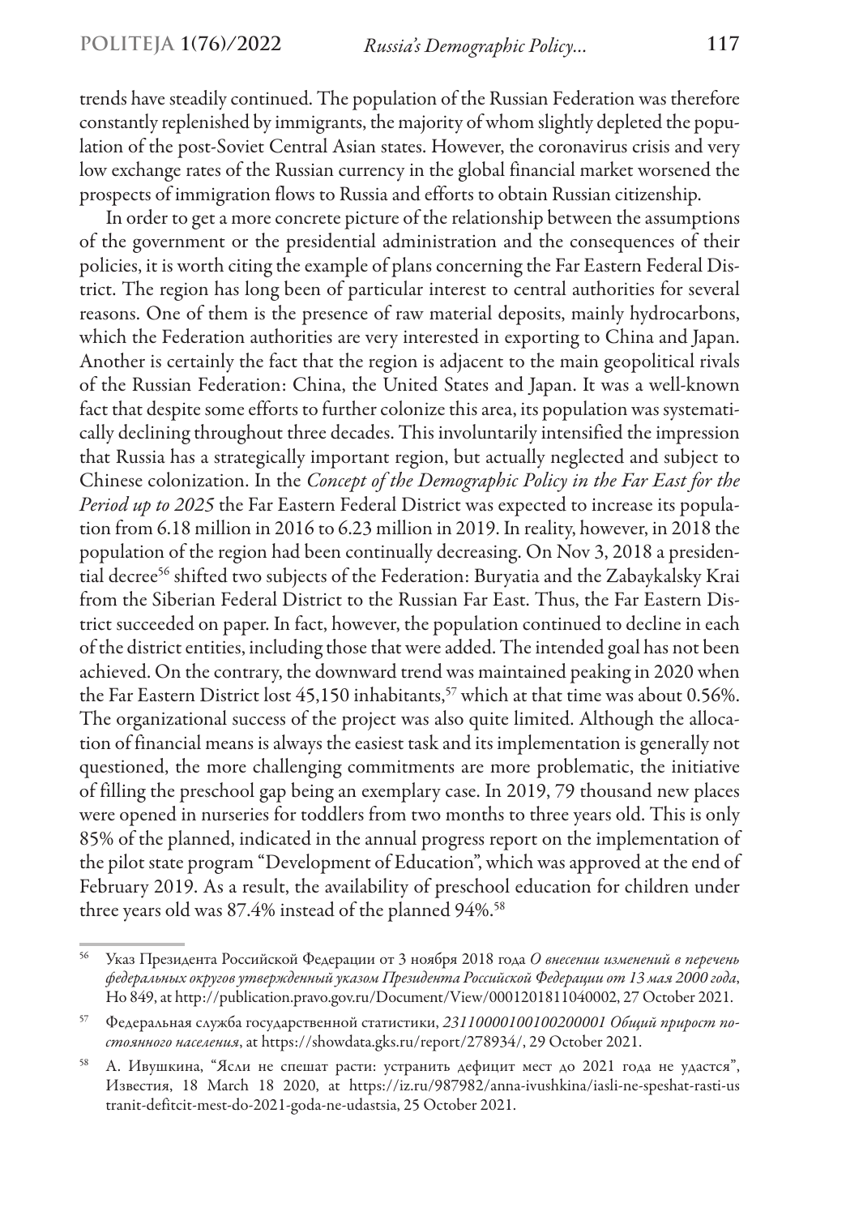trends have steadily continued. The population of the Russian Federation was therefore constantly replenished by immigrants, the majority of whom slightly depleted the population of the post-Soviet Central Asian states. However, the coronavirus crisis and very low exchange rates of the Russian currency in the global financial market worsened the prospects of immigration flows to Russia and efforts to obtain Russian citizenship.

In order to get a more concrete picture of the relationship between the assumptions of the government or the presidential administration and the consequences of their policies, it is worth citing the example of plans concerning the Far Eastern Federal District. The region has long been of particular interest to central authorities for several reasons. One of them is the presence of raw material deposits, mainly hydrocarbons, which the Federation authorities are very interested in exporting to China and Japan. Another is certainly the fact that the region is adjacent to the main geopolitical rivals of the Russian Federation: China, the United States and Japan. It was a well-known fact that despite some efforts to further colonize this area, its population was systematically declining throughout three decades. This involuntarily intensified the impression that Russia has a strategically important region, but actually neglected and subject to Chinese colonization. In the *Concept of the Demographic Policy in the Far East for the Period up to 2025* the Far Eastern Federal District was expected to increase its population from 6.18 million in 2016 to 6.23 million in 2019. In reality, however, in 2018 the population of the region had been continually decreasing. On Nov 3, 2018 a presidential decree[56] shifted two subjects of the Federation: Buryatia and the Zabaykalsky Krai from the Siberian Federal District to the Russian Far East. Thus, the Far Eastern District succeeded on paper. In fact, however, the population continued to decline in each of the district entities, including those that were added. The intended goal has not been achieved. On the contrary, the downward trend was maintained peaking in 2020 when the Far Eastern District lost 45,150 inhabitants,[57] which at that time was about 0.56%. The organizational success of the project was also quite limited. Although the allocation of financial means is always the easiest task and its implementation is generally not questioned, the more challenging commitments are more problematic, the initiative of filling the preschool gap being an exemplary case. In 2019, 79 thousand new places were opened in nurseries for toddlers from two months to three years old. This is only 85% of the planned, indicated in the annual progress report on the implementation of the pilot state program "Development of Education", which was approved at the end of February 2019. As a result, the availability of preschool education for children under three years old was 87.4% instead of the planned 94%.[58]

---

[56] Указ Президента Российской Федерации от 3 ноября 2018 года *О внесении изменений в перечень федеральных округов утвержденный указом Президента Российской Федерации от 13 мая 2000 года*, Но 849, at http://publication.pravo.gov.ru/Document/View/0001201811040002, 27 October 2021.

[57] Федеральная служба государственной статистики, *23110000100100200001 Общий прирост постоянного населения*, at https://showdata.gks.ru/report/278934/, 29 October 2021.

[58] А. Ивушкина, "Ясли не спешат расти: устранить дефицит мест до 2021 года не удастся", Известия, 18 March 18 2020, at https://iz.ru/987982/anna-ivushkina/iasli-ne-speshat-rasti-ustranit-defitcit-mest-do-2021-goda-ne-udastsia, 25 October 2021.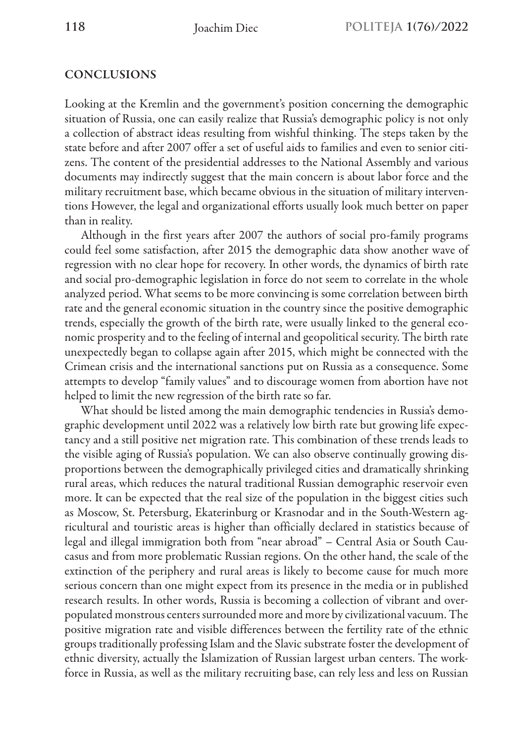## CONCLUSIONS

Looking at the Kremlin and the government's position concerning the demographic situation of Russia, one can easily realize that Russia's demographic policy is not only a collection of abstract ideas resulting from wishful thinking. The steps taken by the state before and after 2007 offer a set of useful aids to families and even to senior citizens. The content of the presidential addresses to the National Assembly and various documents may indirectly suggest that the main concern is about labor force and the military recruitment base, which became obvious in the situation of military interventions However, the legal and organizational efforts usually look much better on paper than in reality.

Although in the first years after 2007 the authors of social pro-family programs could feel some satisfaction, after 2015 the demographic data show another wave of regression with no clear hope for recovery. In other words, the dynamics of birth rate and social pro-demographic legislation in force do not seem to correlate in the whole analyzed period. What seems to be more convincing is some correlation between birth rate and the general economic situation in the country since the positive demographic trends, especially the growth of the birth rate, were usually linked to the general economic prosperity and to the feeling of internal and geopolitical security. The birth rate unexpectedly began to collapse again after 2015, which might be connected with the Crimean crisis and the international sanctions put on Russia as a consequence. Some attempts to develop "family values" and to discourage women from abortion have not helped to limit the new regression of the birth rate so far.

What should be listed among the main demographic tendencies in Russia's demographic development until 2022 was a relatively low birth rate but growing life expectancy and a still positive net migration rate. This combination of these trends leads to the visible aging of Russia's population. We can also observe continually growing disproportions between the demographically privileged cities and dramatically shrinking rural areas, which reduces the natural traditional Russian demographic reservoir even more. It can be expected that the real size of the population in the biggest cities such as Moscow, St. Petersburg, Ekaterinburg or Krasnodar and in the South-Western agricultural and touristic areas is higher than officially declared in statistics because of legal and illegal immigration both from "near abroad" – Central Asia or South Caucasus and from more problematic Russian regions. On the other hand, the scale of the extinction of the periphery and rural areas is likely to become cause for much more serious concern than one might expect from its presence in the media or in published research results. In other words, Russia is becoming a collection of vibrant and overpopulated monstrous centers surrounded more and more by civilizational vacuum. The positive migration rate and visible differences between the fertility rate of the ethnic groups traditionally professing Islam and the Slavic substrate foster the development of ethnic diversity, actually the Islamization of Russian largest urban centers. The workforce in Russia, as well as the military recruiting base, can rely less and less on Russian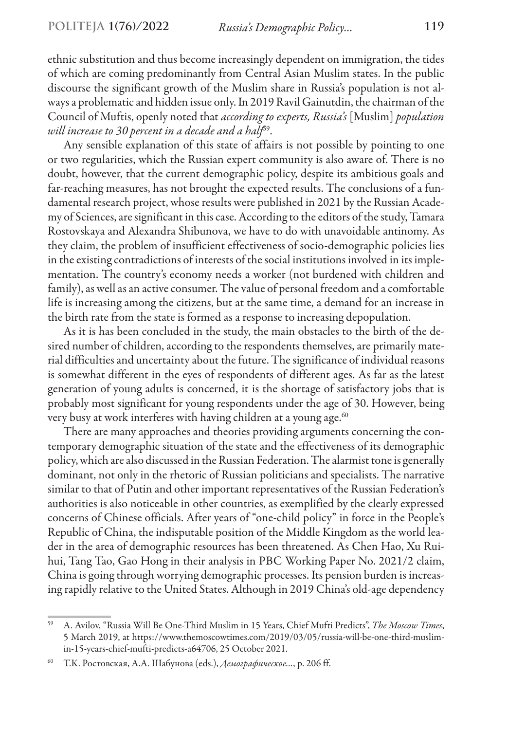ethnic substitution and thus become increasingly dependent on immigration, the tides of which are coming predominantly from Central Asian Muslim states. In the public discourse the significant growth of the Muslim share in Russia's population is not always a problematic and hidden issue only. In 2019 Ravil Gainutdin, the chairman of the Council of Muftis, openly noted that *according to experts, Russia's* [Muslim] *population will increase to 30 percent in a decade and a half*[59].

Any sensible explanation of this state of affairs is not possible by pointing to one or two regularities, which the Russian expert community is also aware of. There is no doubt, however, that the current demographic policy, despite its ambitious goals and far-reaching measures, has not brought the expected results. The conclusions of a fundamental research project, whose results were published in 2021 by the Russian Academy of Sciences, are significant in this case. According to the editors of the study, Tamara Rostovskaya and Alexandra Shibunova, we have to do with unavoidable antinomy. As they claim, the problem of insufficient effectiveness of socio-demographic policies lies in the existing contradictions of interests of the social institutions involved in its implementation. The country's economy needs a worker (not burdened with children and family), as well as an active consumer. The value of personal freedom and a comfortable life is increasing among the citizens, but at the same time, a demand for an increase in the birth rate from the state is formed as a response to increasing depopulation.

As it is has been concluded in the study, the main obstacles to the birth of the desired number of children, according to the respondents themselves, are primarily material difficulties and uncertainty about the future. The significance of individual reasons is somewhat different in the eyes of respondents of different ages. As far as the latest generation of young adults is concerned, it is the shortage of satisfactory jobs that is probably most significant for young respondents under the age of 30. However, being very busy at work interferes with having children at a young age.[60]

There are many approaches and theories providing arguments concerning the contemporary demographic situation of the state and the effectiveness of its demographic policy, which are also discussed in the Russian Federation. The alarmist tone is generally dominant, not only in the rhetoric of Russian politicians and specialists. The narrative similar to that of Putin and other important representatives of the Russian Federation's authorities is also noticeable in other countries, as exemplified by the clearly expressed concerns of Chinese officials. After years of "one-child policy" in force in the People's Republic of China, the indisputable position of the Middle Kingdom as the world leader in the area of demographic resources has been threatened. As Chen Hao, Xu Ruihui, Tang Tao, Gao Hong in their analysis in PBC Working Paper No. 2021/2 claim, China is going through worrying demographic processes. Its pension burden is increasing rapidly relative to the United States. Although in 2019 China's old-age dependency

---

[59] A. Avilov, "Russia Will Be One-Third Muslim in 15 Years, Chief Mufti Predicts", *The Moscow Times*, 5 March 2019, at https://www.themoscowtimes.com/2019/03/05/russia-will-be-one-third-muslim-in-15-years-chief-mufti-predicts-a64706, 25 October 2021.

[60] Т.К. Ростовская, А.А. Шабунова (eds.), *Демографическое...*, p. 206 ff.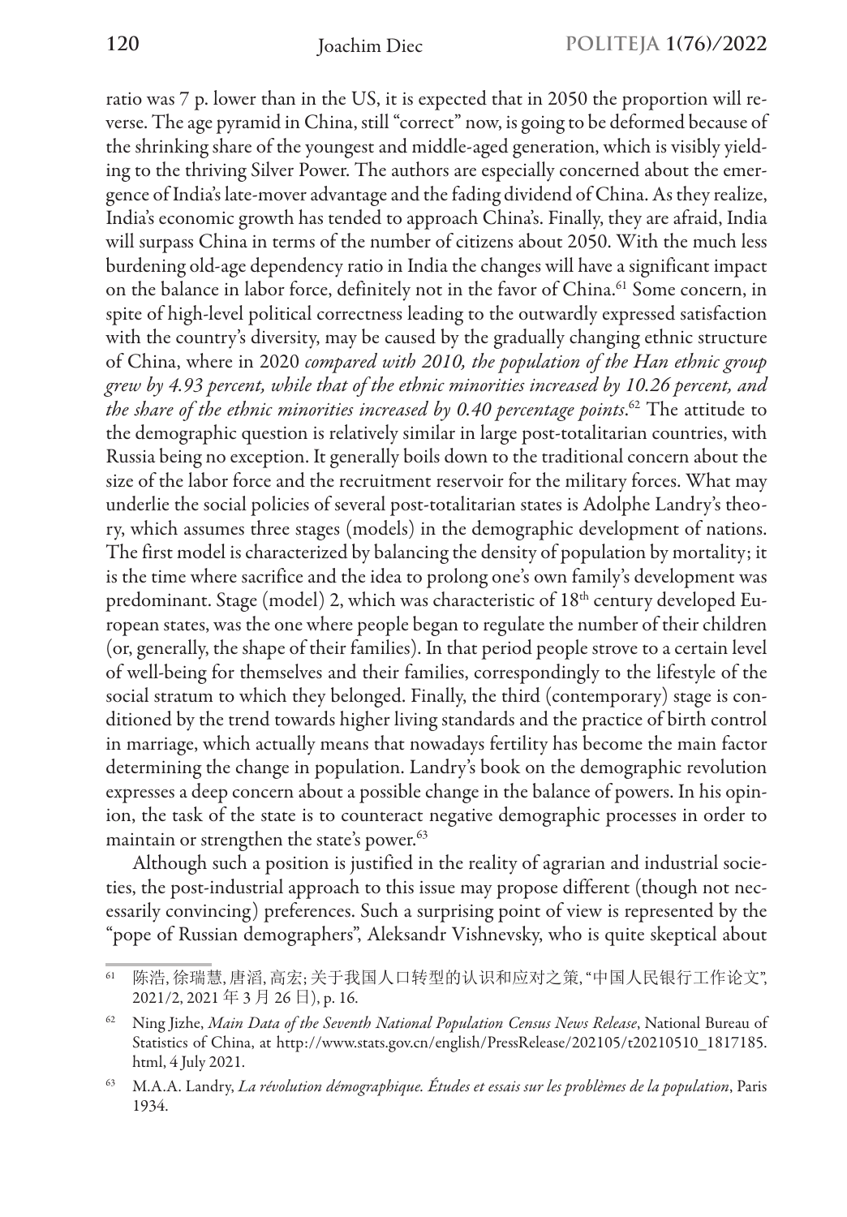ratio was 7 p. lower than in the US, it is expected that in 2050 the proportion will reverse. The age pyramid in China, still "correct" now, is going to be deformed because of the shrinking share of the youngest and middle-aged generation, which is visibly yielding to the thriving Silver Power. The authors are especially concerned about the emergence of India's late-mover advantage and the fading dividend of China. As they realize, India's economic growth has tended to approach China's. Finally, they are afraid, India will surpass China in terms of the number of citizens about 2050. With the much less burdening old-age dependency ratio in India the changes will have a significant impact on the balance in labor force, definitely not in the favor of China.[61] Some concern, in spite of high-level political correctness leading to the outwardly expressed satisfaction with the country's diversity, may be caused by the gradually changing ethnic structure of China, where in 2020 *compared with 2010, the population of the Han ethnic group grew by 4.93 percent, while that of the ethnic minorities increased by 10.26 percent, and the share of the ethnic minorities increased by 0.40 percentage points*.[62] The attitude to the demographic question is relatively similar in large post-totalitarian countries, with Russia being no exception. It generally boils down to the traditional concern about the size of the labor force and the recruitment reservoir for the military forces. What may underlie the social policies of several post-totalitarian states is Adolphe Landry's theory, which assumes three stages (models) in the demographic development of nations. The first model is characterized by balancing the density of population by mortality; it is the time where sacrifice and the idea to prolong one's own family's development was predominant. Stage (model) 2, which was characteristic of 18th century developed European states, was the one where people began to regulate the number of their children (or, generally, the shape of their families). In that period people strove to a certain level of well-being for themselves and their families, correspondingly to the lifestyle of the social stratum to which they belonged. Finally, the third (contemporary) stage is conditioned by the trend towards higher living standards and the practice of birth control in marriage, which actually means that nowadays fertility has become the main factor determining the change in population. Landry's book on the demographic revolution expresses a deep concern about a possible change in the balance of powers. In his opinion, the task of the state is to counteract negative demographic processes in order to maintain or strengthen the state's power.[63]

Although such a position is justified in the reality of agrarian and industrial societies, the post-industrial approach to this issue may propose different (though not necessarily convincing) preferences. Such a surprising point of view is represented by the "pope of Russian demographers", Aleksandr Vishnevsky, who is quite skeptical about

---

[61] 陈浩, 徐瑞慧, 唐滔, 高宏; 关于我国人口转型的认识和应对之策, "中国人民银行工作论文", 2021/2, 2021 年 3 月 26 日), p. 16.

[62] Ning Jizhe, *Main Data of the Seventh National Population Census News Release*, National Bureau of Statistics of China, at http://www.stats.gov.cn/english/PressRelease/202105/t20210510_1817185.html, 4 July 2021.

[63] M.A.A. Landry, *La révolution démographique. Études et essais sur les problèmes de la population*, Paris 1934.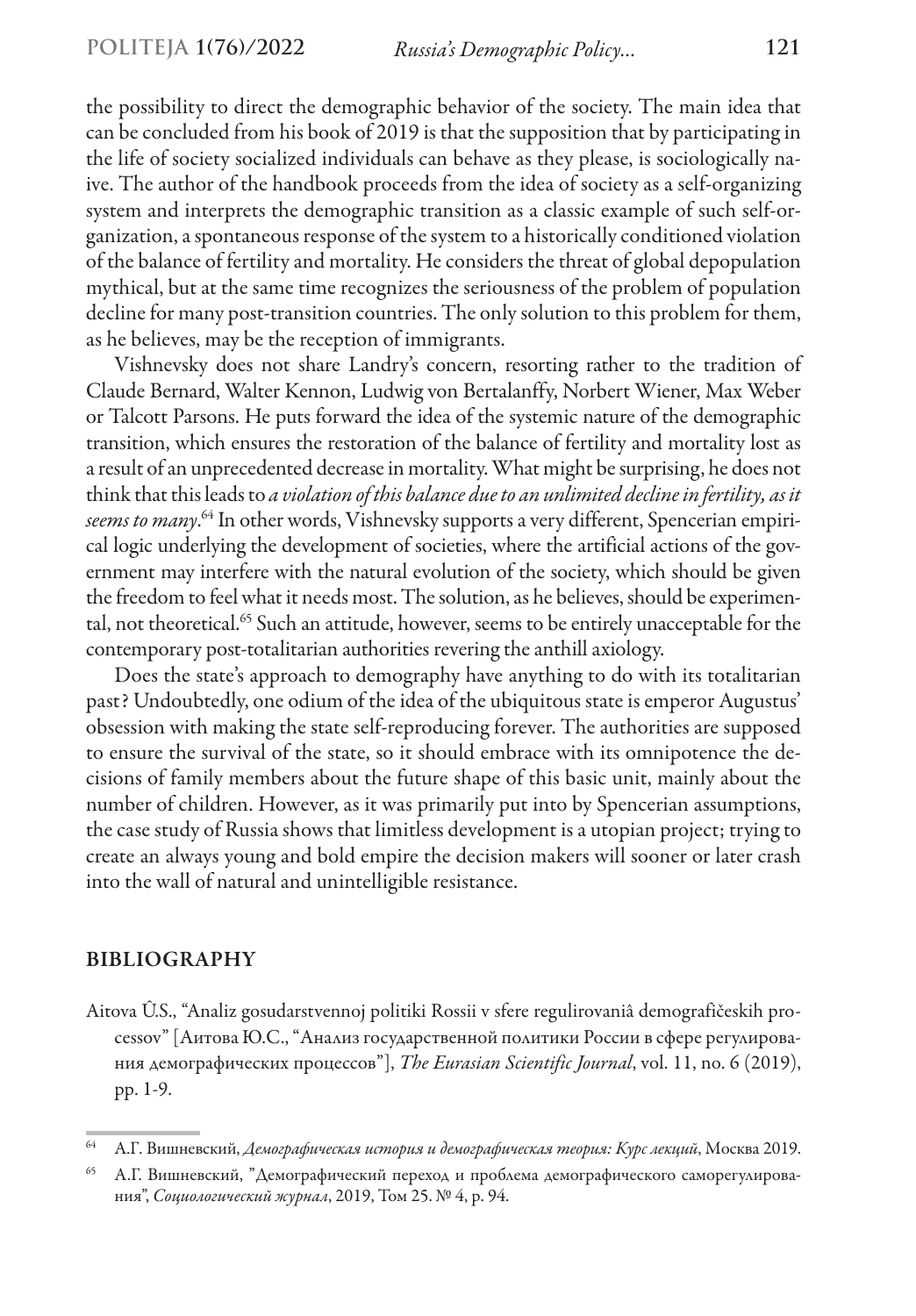the possibility to direct the demographic behavior of the society. The main idea that can be concluded from his book of 2019 is that the supposition that by participating in the life of society socialized individuals can behave as they please, is sociologically naive. The author of the handbook proceeds from the idea of society as a self-organizing system and interprets the demographic transition as a classic example of such self-organization, a spontaneous response of the system to a historically conditioned violation of the balance of fertility and mortality. He considers the threat of global depopulation mythical, but at the same time recognizes the seriousness of the problem of population decline for many post-transition countries. The only solution to this problem for them, as he believes, may be the reception of immigrants.

Vishnevsky does not share Landry's concern, resorting rather to the tradition of Claude Bernard, Walter Kennon, Ludwig von Bertalanffy, Norbert Wiener, Max Weber or Talcott Parsons. He puts forward the idea of the systemic nature of the demographic transition, which ensures the restoration of the balance of fertility and mortality lost as a result of an unprecedented decrease in mortality. What might be surprising, he does not think that this leads to *a violation of this balance due to an unlimited decline in fertility, as it seems to many*.[64] In other words, Vishnevsky supports a very different, Spencerian empirical logic underlying the development of societies, where the artificial actions of the government may interfere with the natural evolution of the society, which should be given the freedom to feel what it needs most. The solution, as he believes, should be experimental, not theoretical.[65] Such an attitude, however, seems to be entirely unacceptable for the contemporary post-totalitarian authorities revering the anthill axiology.

Does the state's approach to demography have anything to do with its totalitarian past? Undoubtedly, one odium of the idea of the ubiquitous state is emperor Augustus' obsession with making the state self-reproducing forever. The authorities are supposed to ensure the survival of the state, so it should embrace with its omnipotence the decisions of family members about the future shape of this basic unit, mainly about the number of children. However, as it was primarily put into by Spencerian assumptions, the case study of Russia shows that limitless development is a utopian project; trying to create an always young and bold empire the decision makers will sooner or later crash into the wall of natural and unintelligible resistance.

## BIBLIOGRAPHY

Aitova Û.S., "Analiz gosudarstvennoj politiki Rossii v sfere regulirovaniâ demografičeskih processov" [Аитова Ю.С., "Анализ государственной политики России в сфере регулирования демографических процессов"], *The Eurasian Scientific Journal*, vol. 11, no. 6 (2019), pp. 1-9.

---

[64] А.Г. Вишневский, *Демографическая история и демографическая теория: Курс лекций*, Москва 2019.

[65] А.Г. Вишневский, "Демографический переход и проблема демографического саморегулирования", *Социологический журнал*, 2019, Том 25. № 4, p. 94.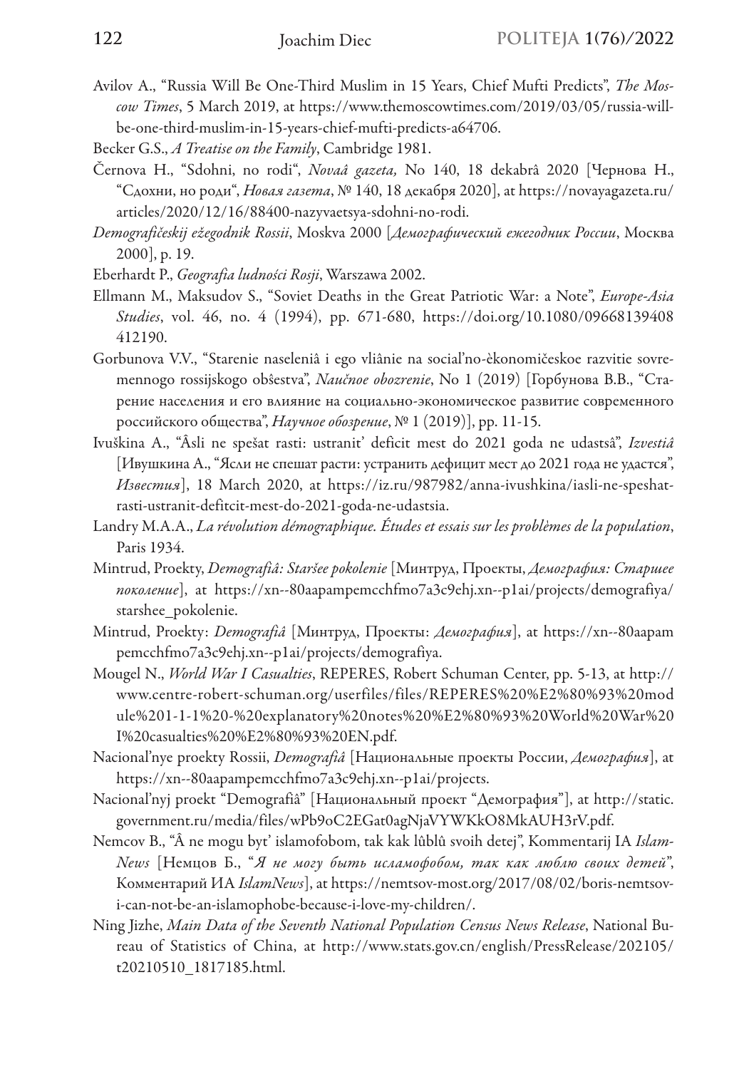Avilov A., "Russia Will Be One-Third Muslim in 15 Years, Chief Mufti Predicts", *The Moscow Times*, 5 March 2019, at https://www.themoscowtimes.com/2019/03/05/russia-will-be-one-third-muslim-in-15-years-chief-mufti-predicts-a64706.

Becker G.S., *A Treatise on the Family*, Cambridge 1981.

Černova H., "Sdohni, no rodi", *Novaâ gazeta,* No 140, 18 dekabrâ 2020 [Чернова Н., "Сдохни, но роди", *Новая газета*, № 140, 18 декабря 2020], at https://novayagazeta.ru/articles/2020/12/16/88400-nazyvaetsya-sdohni-no-rodi.

*Demografičeskij ežegodnik Rossii*, Moskva 2000 [*Демографический ежегодник России*, Москва 2000], p. 19.

Eberhardt P., *Geografia ludności Rosji*, Warszawa 2002.

Ellmann M., Maksudov S., "Soviet Deaths in the Great Patriotic War: a Note", *Europe-Asia Studies*, vol. 46, no. 4 (1994), pp. 671-680, https://doi.org/10.1080/09668139408412190.

Gorbunova V.V., "Starenie naseleniâ i ego vliânie na social'no-èkonomičeskoe razvitie sovremennogo rossijskogo obŝestva", *Naučnoe obozrenie*, No 1 (2019) [Горбунова В.В., "Старение населения и его влияние на социально-экономическое развитие современного российского общества", *Научное обозрение*, № 1 (2019)], pp. 11-15.

Ivuškina A., "Âsli ne spešat rasti: ustranit' deficit mest do 2021 goda ne udastsâ", *Izvestiâ* [Ивушкина А., "Ясли не спешат расти: устранить дефицит мест до 2021 года не удастся", *Известия*], 18 March 2020, at https://iz.ru/987982/anna-ivushkina/iasli-ne-speshat-rasti-ustranit-defitcit-mest-do-2021-goda-ne-udastsia.

Landry M.A.A., *La révolution démographique. Études et essais sur les problèmes de la population*, Paris 1934.

Mintrud, Proekty, *Demografiâ: Staršee pokolenie* [Минтруд, Проекты, *Демография: Старшее поколение*], at https://xn--80aapampemcchfmo7a3c9ehj.xn--p1ai/projects/demografiya/starshee_pokolenie.

Mintrud, Proekty: *Demografiâ* [Минтруд, Проекты: *Демография*], at https://xn--80aapampemcchfmo7a3c9ehj.xn--p1ai/projects/demografiya.

Mougel N., *World War I Casualties*, REPERES, Robert Schuman Center, pp. 5-13, at http://www.centre-robert-schuman.org/userfiles/files/REPERES%20%E2%80%93%20module%201-1-1%20-%20explanatory%20notes%20%E2%80%93%20World%20War%20I%20casualties%20%E2%80%93%20EN.pdf.

Nacional'nye proekty Rossii, *Demografiâ* [Национальные проекты России, *Демография*], at https://xn--80aapampemcchfmo7a3c9ehj.xn--p1ai/projects.

Nacional'nyj proekt "Demografiâ" [Национальный проект "Демография"], at http://static.government.ru/media/files/wPb9oC2EGat0agNjaVYWKkO8MkAUH3rV.pdf.

Nemcov B., "Â ne mogu byt' islamofobom, tak kak lûblû svoih detej", Kommentarij IA *Islam-News* [Немцов Б., "*Я не могу быть исламофобом, так как люблю своих детей*", Комментарий ИА *IslamNews*], at https://nemtsov-most.org/2017/08/02/boris-nemtsov-i-can-not-be-an-islamophobe-because-i-love-my-children/.

Ning Jizhe, *Main Data of the Seventh National Population Census News Release*, National Bureau of Statistics of China, at http://www.stats.gov.cn/english/PressRelease/202105/t20210510_1817185.html.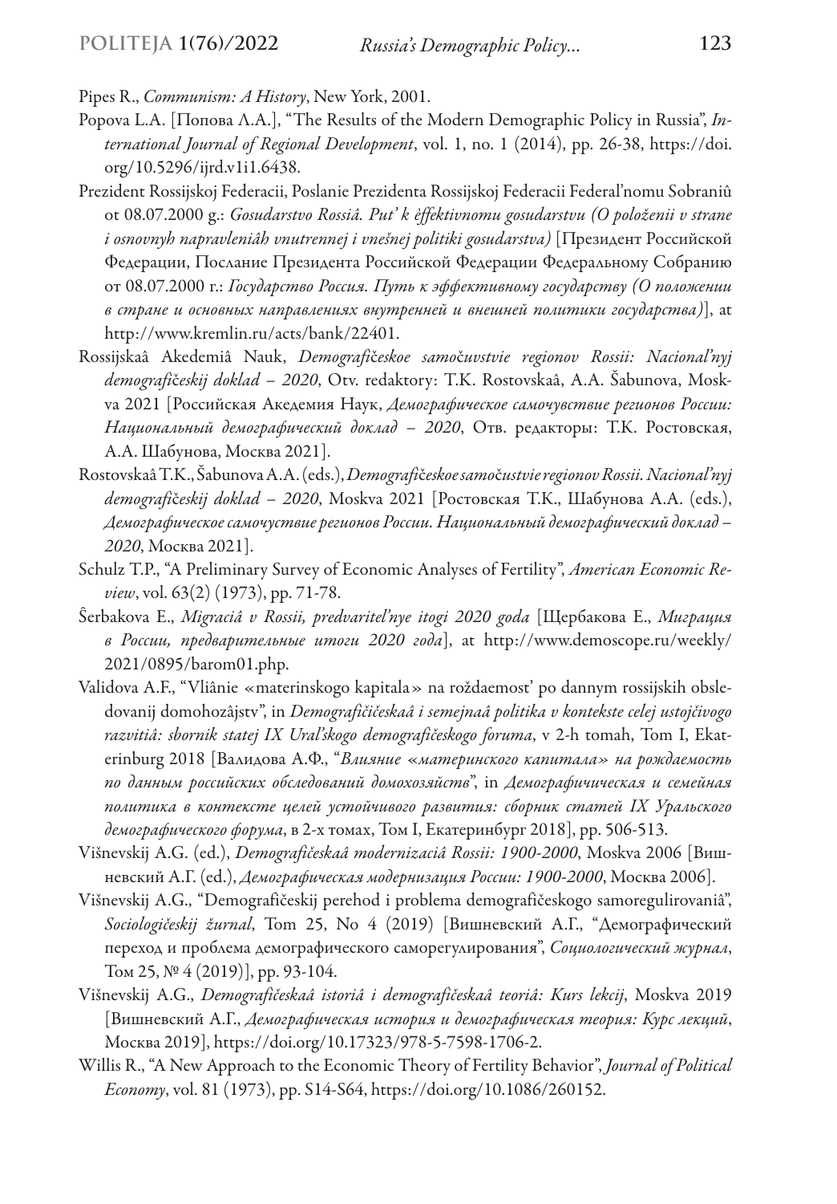Pipes R., *Communism: A History*, New York, 2001.

Popova L.A. [Попова Л.А.], "The Results of the Modern Demographic Policy in Russia", *International Journal of Regional Development*, vol. 1, no. 1 (2014), pp. 26-38, https://doi.org/10.5296/ijrd.v1i1.6438.

Prezident Rossijskoj Federacii, Poslanie Prezidenta Rossijskoj Federacii Federal'nomu Sobraniû ot 08.07.2000 g.: *Gosudarstvo Rossiâ. Put' k èffektivnomu gosudarstvu (O položenii v strane i osnovnyh napravleniâh vnutrennej i vnešnej politiki gosudarstva)* [Президент Российской Федерации, Послание Президента Российской Федерации Федеральному Собранию от 08.07.2000 г.: *Государство Россия. Путь к эффективному государству (О положении в стране и основных направлениях внутренней и внешней политики государства)*], at http://www.kremlin.ru/acts/bank/22401.

Rossijskaâ Akedemiâ Nauk, *Demografičeskoe samočuvstvie regionov Rossii: Nacional'nyj demografičeskij doklad – 2020*, Otv. redaktory: T.K. Rostovskaâ, A.A. Šabunova, Moskva 2021 [Российская Акедемия Наук, *Демографическое самочувствие регионов России: Национальный демографический доклад – 2020*, Отв. редакторы: Т.К. Ростовская, А.А. Шабунова, Москва 2021].

Rostovskaâ T.K., Šabunova A.A. (eds.), *Demografičeskoe samočustvie regionov Rossii. Nacional'nyj demografičeskij doklad – 2020*, Moskva 2021 [Ростовская Т.К., Шабунова А.А. (eds.), *Демографическое самочуствие регионов России. Национальный демографический доклад – 2020*, Москва 2021].

Schulz T.P., "A Preliminary Survey of Economic Analyses of Fertility", *American Economic Review*, vol. 63(2) (1973), pp. 71-78.

Ŝerbakova E., *Migraciâ v Rossii, predvaritel'nye itogi 2020 goda* [Щербакова Е., *Миграция в России, предварительные итоги 2020 года*], at http://www.demoscope.ru/weekly/2021/0895/barom01.php.

Validova A.F., "Vliânie «materinskogo kapitala» na roždaemost' po dannym rossijskih obsledovanij domohozâjstv", in *Demografičičeskaâ i semejnaâ politika v kontekste celej ustojčivogo razvitiâ: sbornik statej IX Ural'skogo demografičeskogo foruma*, v 2-h tomah, Tom I, Ekaterinburg 2018 [Валидова А.Ф., "*Влияние «материнского капитала» на рождаемость по данным российских обследований домохозяйств*", in *Демографичическая и семейная политика в контексте целей устойчивого развития: сборник статей IX Уральского демографического форума*, в 2-х томах, Том I, Екатеринбург 2018], pp. 506-513.

Višnevskij A.G. (ed.), *Demografičeskaâ modernizaciâ Rossii: 1900-2000*, Moskva 2006 [Вишневский А.Г. (ed.), *Демографическая модернизация России: 1900-2000*, Москва 2006].

Višnevskij A.G., "Demografičeskij perehod i problema demografičeskogo samoregulirovaniâ", *Sociologičeskij žurnal*, Tom 25, No 4 (2019) [Вишневский А.Г., "Демографический переход и проблема демографического саморегулирования", *Социологический журнал*, Том 25, № 4 (2019)], pp. 93-104.

Višnevskij A.G., *Demografičeskaâ istoriâ i demografičeskaâ teoriâ: Kurs lekcij*, Moskva 2019 [Вишневский А.Г., *Демографическая история и демографическая теория: Курс лекций*, Москва 2019], https://doi.org/10.17323/978-5-7598-1706-2.

Willis R., "A New Approach to the Economic Theory of Fertility Behavior", *Journal of Political Economy*, vol. 81 (1973), pp. S14-S64, https://doi.org/10.1086/260152.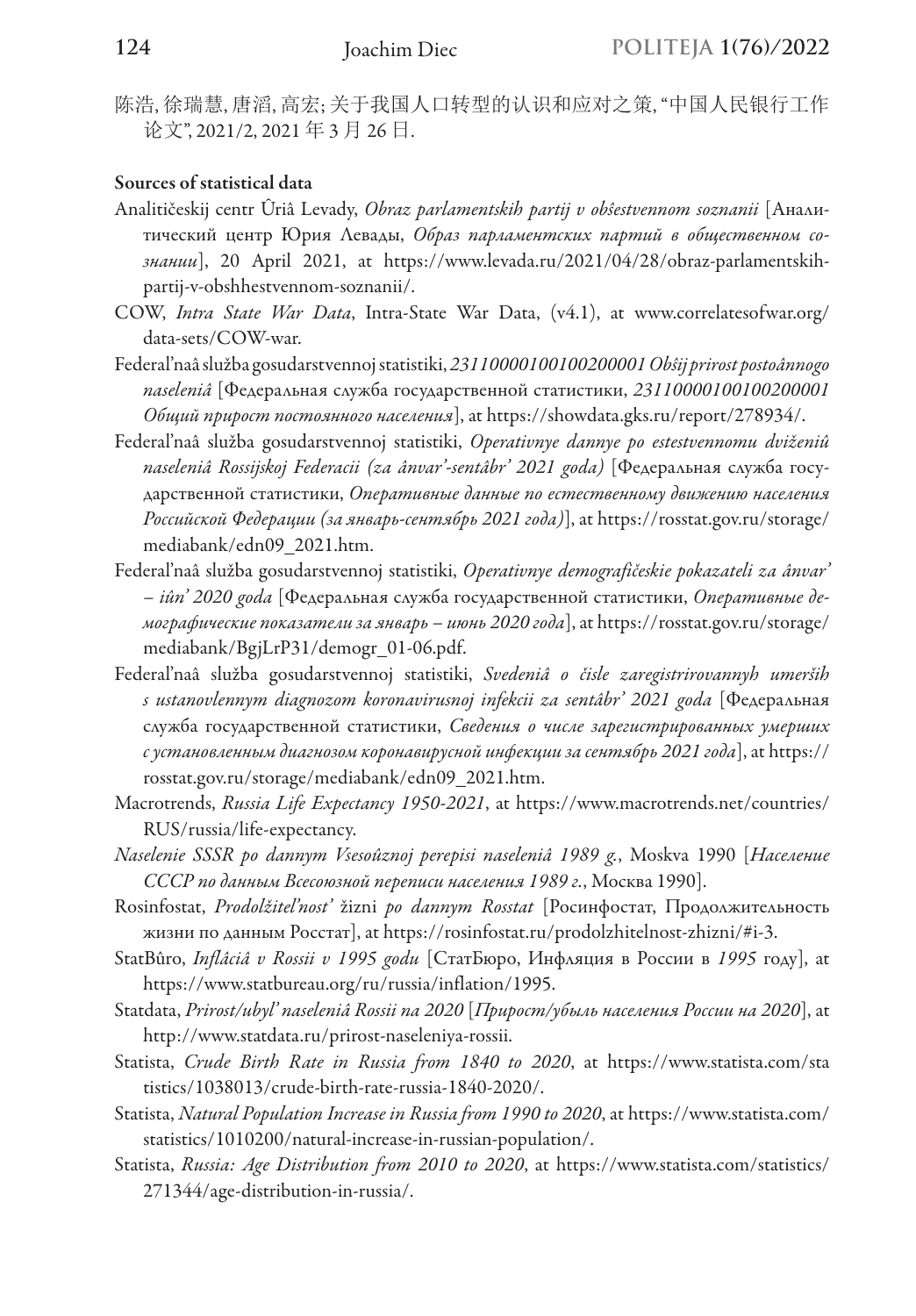陈浩, 徐瑞慧, 唐滔, 高宏; 关于我国人口转型的认识和应对之策, "中国人民银行工作论文", 2021/2, 2021 年 3 月 26 日.

**Sources of statistical data**

Analitičeskij centr Ûriâ Levady, *Obraz parlamentskih partij v obŝestvennom soznanii* [Аналитический центр Юрия Левады, *Образ парламентских партий в общественном сознании*], 20 April 2021, at https://www.levada.ru/2021/04/28/obraz-parlamentskih-partij-v-obshhestvennom-soznanii/.

COW, *Intra State War Data*, Intra-State War Data, (v4.1), at www.correlatesofwar.org/data-sets/COW-war.

Federal'naâ služba gosudarstvennoj statistiki, *23110000100100200001 Obŝij prirost postoânnogo naseleniâ* [Федеральная служба государственной статистики, *23110000100100200001 Общий прирост постоянного населения*], at https://showdata.gks.ru/report/278934/.

Federal'naâ služba gosudarstvennoj statistiki, *Operativnye dannye po estestvennomu dviženiû naseleniâ Rossijskoj Federacii (za ânvar'-sentâbr' 2021 goda)* [Федеральная служба государственной статистики, *Оперативные данные по естественному движению населения Российской Федерации (за январь-сентябрь 2021 года)*], at https://rosstat.gov.ru/storage/mediabank/edn09_2021.htm.

Federal'naâ služba gosudarstvennoj statistiki, *Operativnye demografičeskie pokazateli za ânvar' – iûn' 2020 goda* [Федеральная служба государственной статистики, *Оперативные демографические показатели за январь – июнь 2020 года*], at https://rosstat.gov.ru/storage/mediabank/BgjLrP31/demogr_01-06.pdf.

Federal'naâ služba gosudarstvennoj statistiki, *Svedeniâ o čisle zaregistrirovannyh umerših s ustanovlennym diagnozom koronavirusnoj infekcii za sentâbr' 2021 goda* [Федеральная служба государственной статистики, *Сведения о числе зарегистрированных умерших с установленным диагнозом коронавирусной инфекции за сентябрь 2021 года*], at https://rosstat.gov.ru/storage/mediabank/edn09_2021.htm.

Macrotrends, *Russia Life Expectancy 1950-2021*, at https://www.macrotrends.net/countries/RUS/russia/life-expectancy.

*Naselenie SSSR po dannym Vsesoûznoj perepisi naseleniâ 1989 g.*, Moskva 1990 [*Население СССР по данным Всесоюзной переписи населения 1989 г.*, Москва 1990].

Rosinfostat, *Prodolžitel'nost'* žizni *po dannym Rosstat* [Росинфостат, Продолжительность жизни по данным Росстат], at https://rosinfostat.ru/prodolzhitelnost-zhizni/#i-3.

StatBûro, *Inflâciâ v Rossii v 1995 godu* [СтатБюро, Инфляция в России в *1995* году], at https://www.statbureau.org/ru/russia/inflation/1995.

Statdata, *Prirost/ubyl' naseleniâ Rossii na 2020* [*Прирост/убыль населения России на 2020*], at http://www.statdata.ru/prirost-naseleniya-rossii.

Statista, *Crude Birth Rate in Russia from 1840 to 2020*, at https://www.statista.com/statistics/1038013/crude-birth-rate-russia-1840-2020/.

Statista, *Natural Population Increase in Russia from 1990 to 2020*, at https://www.statista.com/statistics/1010200/natural-increase-in-russian-population/.

Statista, *Russia: Age Distribution from 2010 to 2020*, at https://www.statista.com/statistics/271344/age-distribution-in-russia/.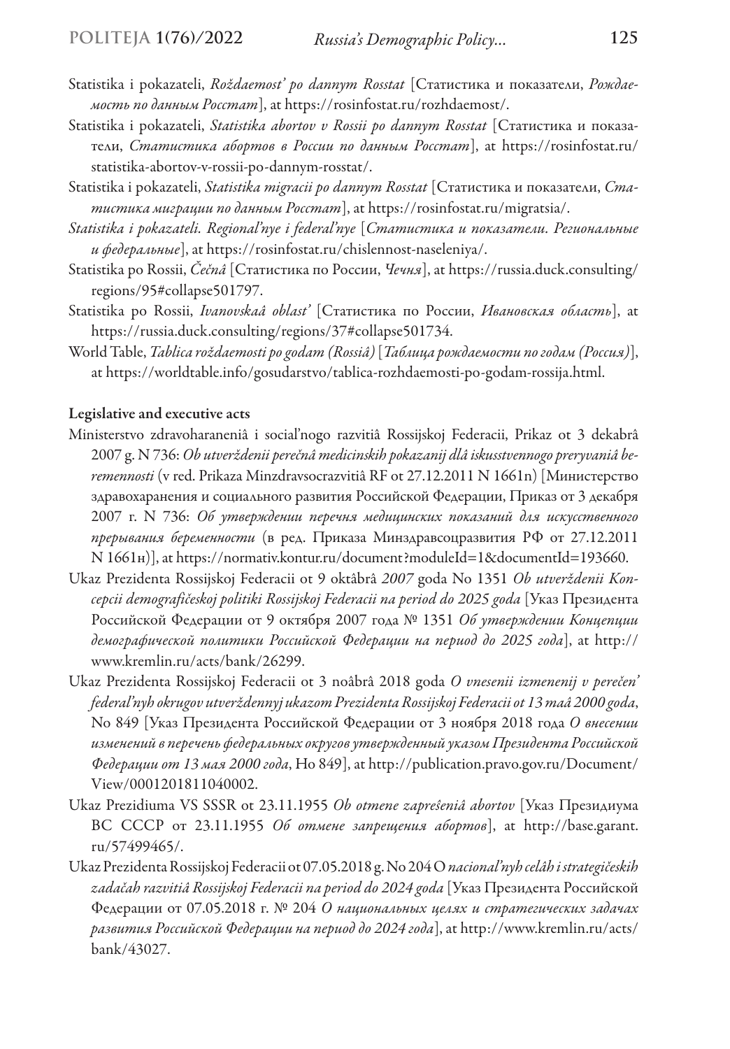Statistika i pokazateli, *Roždaemost' po dannym Rosstat* [Статистика и показатели, *Рождаемость по данным Росстат*], at https://rosinfostat.ru/rozhdaemost/.

Statistika i pokazateli, *Statistika abortov v Rossii po dannym Rosstat* [Статистика и показатели, *Статистика абортов в России по данным Росстат*], at https://rosinfostat.ru/statistika-abortov-v-rossii-po-dannym-rosstat/.

Statistika i pokazateli, *Statistika migracii po dannym Rosstat* [Статистика и показатели, *Статистика миграции по данным Росстат*], at https://rosinfostat.ru/migratsia/.

*Statistika i pokazateli. Regional'nye i federal'nye* [*Статистика и показатели. Региональные и федеральные*], at https://rosinfostat.ru/chislennost-naseleniya/.

Statistika po Rossii, *Čečnâ* [Статистика по России, *Чечня*], at https://russia.duck.consulting/regions/95#collapse501797.

Statistika po Rossii, *Ivanovskaâ oblast'* [Статистика по России, *Ивановская область*], at https://russia.duck.consulting/regions/37#collapse501734.

World Table, *Tablica roždaemosti po godam (Rossiâ)* [*Таблица рождаемости по годам (Россия)*], at https://worldtable.info/gosudarstvo/tablica-rozhdaemosti-po-godam-rossija.html.

**Legislative and executive acts**

Ministerstvo zdravoharaneniâ i social'nogo razvitiâ Rossijskoj Federacii, Prikaz ot 3 dekabrâ 2007 g. N 736: *Ob utverždenii perečnâ medicinskih pokazanij dlâ iskusstvennogo preryvaniâ beremennosti* (v red. Prikaza Minzdravsocrazvitiâ RF ot 27.12.2011 N 1661n) [Министерство здравохаранения и социального развития Российской Федерации, Приказ от 3 декабря 2007 г. N 736: *Об утверждении перечня медицинских показаний для искусственного прерывания беременности* (в ред. Приказа Минздравсоцразвития РФ от 27.12.2011 N 1661н)], at https://normativ.kontur.ru/document?moduleId=1&documentId=193660.

Ukaz Prezidenta Rossijskoj Federacii ot 9 oktâbrâ *2007* goda No 1351 *Ob utverždenii Koncepcii demografičeskoj politiki Rossijskoj Federacii na period do 2025 goda* [Указ Президента Российской Федерации от 9 октября 2007 года № 1351 *Об утверждении Концепции демографической политики Российской Федерации на период до 2025 года*], at http://www.kremlin.ru/acts/bank/26299.

Ukaz Prezidenta Rossijskoj Federacii ot 3 noâbrâ 2018 goda *O vnesenii izmenenij v perečen' federal'nyh okrugov utverždennyj ukazom Prezidenta Rossijskoj Federacii ot 13 maâ 2000 goda*, No 849 [Указ Президента Российской Федерации от 3 ноября 2018 года *О внесении изменений в перечень федеральных округов утвержденный указом Президента Российской Федерации от 13 мая 2000 года*, Но 849], at http://publication.pravo.gov.ru/Document/View/0001201811040002.

Ukaz Prezidiuma VS SSSR ot 23.11.1955 *Ob otmene zapreŝeniâ abortov* [Указ Президиума ВС СССР от 23.11.1955 *Об отмене запрещения абортов*], at http://base.garant.ru/57499465/.

Ukaz Prezidenta Rossijskoj Federacii ot 07.05.2018 g. No 204 O *nacional'nyh celâh i strategičeskih zadačah razvitiâ Rossijskoj Federacii na period do 2024 goda* [Указ Президента Российской Федерации от 07.05.2018 г. № 204 *О национальных целях и стратегических задачах развития Российской Федерации на период до 2024 года*], at http://www.kremlin.ru/acts/bank/43027.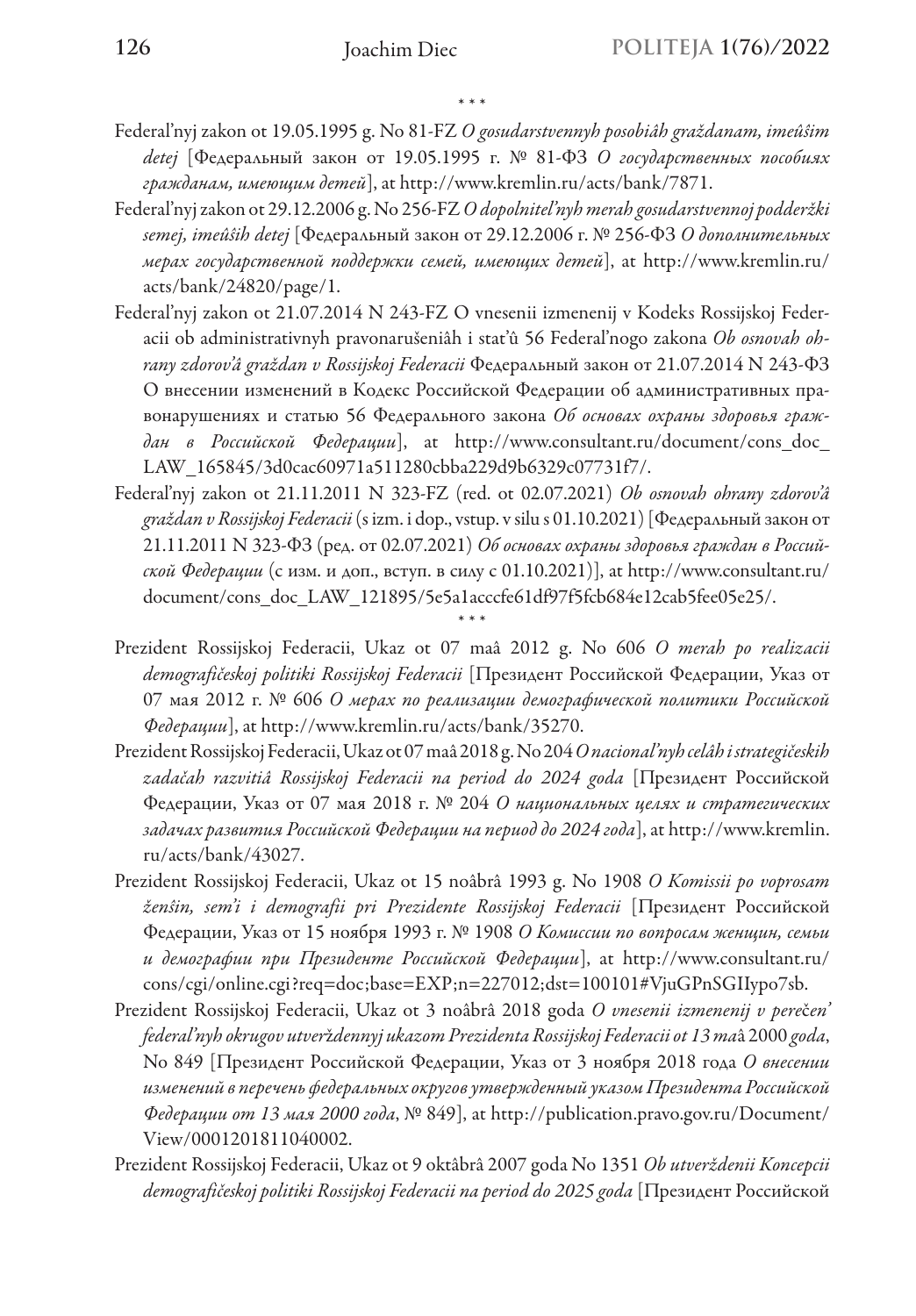\* \* \*

Federal'nyj zakon ot 19.05.1995 g. No 81-FZ *O gosudarstvennyh posobiâh graždanam, imeûŝim detej* [Федеральный закон от 19.05.1995 г. № 81-ФЗ *О государственных пособиях гражданам, имеющим детей*], at http://www.kremlin.ru/acts/bank/7871.

Federal'nyj zakon ot 29.12.2006 g. No 256-FZ *O dopolnitel'nyh merah gosudarstvennoj podderžki semej, imeûŝih detej* [Федеральный закон от 29.12.2006 г. № 256-ФЗ *О дополнительных мерах государственной поддержки семей, имеющих детей*], at http://www.kremlin.ru/acts/bank/24820/page/1.

Federal'nyj zakon ot 21.07.2014 N 243-FZ O vnesenii izmenenij v Kodeks Rossijskoj Federacii ob administrativnyh pravonarušeniâh i stat'û 56 Federal'nogo zakona *Ob osnovah ohrany zdorov'â graždan v Rossijskoj Federacii* Федеральный закон от 21.07.2014 N 243-ФЗ О внесении изменений в Кодекс Российской Федерации об административных правонарушениях и статью 56 Федерального закона *Об основах охраны здоровья граждан в Российской Федерации*], at http://www.consultant.ru/document/cons_doc_LAW_165845/3d0cac60971a511280cbba229d9b6329c07731f7/.

Federal'nyj zakon ot 21.11.2011 N 323-FZ (red. ot 02.07.2021) *Ob osnovah ohrany zdorov'â graždan v Rossijskoj Federacii* (s izm. i dop., vstup. v silu s 01.10.2021) [Федеральный закон от 21.11.2011 N 323-ФЗ (ред. от 02.07.2021) *Об основах охраны здоровья граждан в Российской Федерации* (с изм. и доп., вступ. в силу с 01.10.2021)], at http://www.consultant.ru/document/cons_doc_LAW_121895/5e5a1acccfe61df97f5fcb684e12cab5fee05e25/.

\* \* \*

Prezident Rossijskoj Federacii, Ukaz ot 07 maâ 2012 g. No 606 *O merah po realizacii demografičeskoj politiki Rossijskoj Federacii* [Президент Российской Федерации, Указ от 07 мая 2012 г. № 606 *О мерах по реализации демографической политики Российской Федерации*], at http://www.kremlin.ru/acts/bank/35270.

Prezident Rossijskoj Federacii, Ukaz ot 07 maâ 2018 g. No 204 *O nacional'nyh celâh i strategičeskih zadačah razvitiâ Rossijskoj Federacii na period do 2024 goda* [Президент Российской Федерации, Указ от 07 мая 2018 г. № 204 *О национальных целях и стратегических задачах развития Российской Федерации на период до 2024 года*], at http://www.kremlin.ru/acts/bank/43027.

Prezident Rossijskoj Federacii, Ukaz ot 15 noâbrâ 1993 g. No 1908 *O Komissii po voprosam ženŝin, sem'i i demografii pri Prezidente Rossijskoj Federacii* [Президент Российской Федерации, Указ от 15 ноября 1993 г. № 1908 *О Комиссии по вопросам женщин, семьи и демографии при Президенте Российской Федерации*], at http://www.consultant.ru/cons/cgi/online.cgi?req=doc;base=EXP;n=227012;dst=100101#VjuGPnSGIIypo7sb.

Prezident Rossijskoj Federacii, Ukaz ot 3 noâbrâ 2018 goda *O vnesenii izmenenij v perečen' federal'nyh okrugov utverždennyj ukazom Prezidenta Rossijskoj Federacii ot 13 ma*â *2000 goda*, No 849 [Президент Российской Федерации, Указ от 3 ноября 2018 года *О внесении изменений в перечень федеральных округов утвержденный указом Президента Российской Федерации от 13 мая 2000 года*, № 849], at http://publication.pravo.gov.ru/Document/View/0001201811040002.

Prezident Rossijskoj Federacii, Ukaz ot 9 oktâbrâ 2007 goda No 1351 *Ob utverždenii Koncepcii demografičeskoj politiki Rossijskoj Federacii na period do 2025 goda* [Президент Российской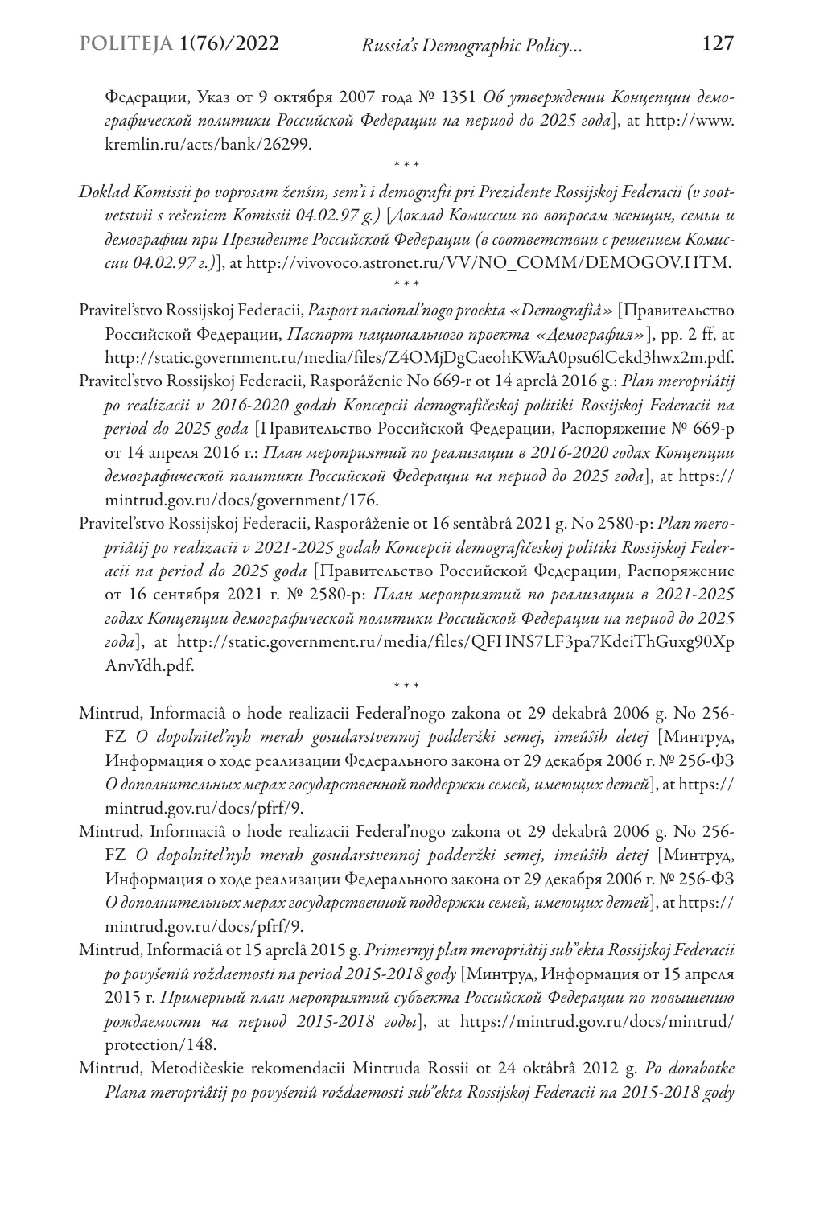Федерации, Указ от 9 октября 2007 года № 1351 *Об утверждении Концепции демографической политики Российской Федерации на период до 2025 года*], at http://www.kremlin.ru/acts/bank/26299.

\* \* \*

*Doklad Komissii po voprosam ženŝin, sem'i i demografii pri Prezidente Rossijskoj Federacii (v sootvetstvii s rešeniem Komissii 04.02.97 g.)* [*Доклад Комиссии по вопросам женщин, семьи и демографии при Президенте Российской Федерации (в соответствии с решением Комиссии 04.02.97 г.)*], at http://vivovoco.astronet.ru/VV/NO_COMM/DEMOGOV.HTM.

\* \* \*

Pravitel'stvo Rossijskoj Federacii, *Pasport nacional'nogo proekta «Demografiâ»* [Правительство Российской Федерации, *Паспорт национального проекта «Демография»*], pp. 2 ff, at http://static.government.ru/media/files/Z4OMjDgCaeohKWaA0psu6lCekd3hwx2m.pdf.

Pravitel'stvo Rossijskoj Federacii, Rasporâženie No 669-r ot 14 aprelâ 2016 g.: *Plan meropriâtij po realizacii v 2016-2020 godah Koncepcii demografičeskoj politiki Rossijskoj Federacii na period do 2025 goda* [Правительство Российской Федерации, Распоряжение № 669-р от 14 апреля 2016 г.: *План мероприятий по реализации в 2016-2020 годах Концепции демографической политики Российской Федерации на период до 2025 года*], at https://mintrud.gov.ru/docs/government/176.

Pravitel'stvo Rossijskoj Federacii, Rasporâženie ot 16 sentâbrâ 2021 g. No 2580-p: *Plan meropriâtij po realizacii v 2021-2025 godah Koncepcii demografičeskoj politiki Rossijskoj Federacii na period do 2025 goda* [Правительство Российской Федерации, Распоряжение от 16 сентября 2021 г. № 2580-р: *План мероприятий по реализации в 2021-2025 годах Концепции демографической политики Российской Федерации на период до 2025 года*], at http://static.government.ru/media/files/QFHNS7LF3pa7KdeiThGuxg90XpAnvYdh.pdf.

\* \* \*

Mintrud, Informaciâ o hode realizacii Federal'nogo zakona ot 29 dekabrâ 2006 g. No 256-FZ *O dopolnitel'nyh merah gosudarstvennoj podderžki semej, imeûŝih detej* [Минтруд, Информация о ходе реализации Федерального закона от 29 декабря 2006 г. № 256-ФЗ *О дополнительных мерах государственной поддержки семей, имеющих детей*], at https://mintrud.gov.ru/docs/pfrf/9.

Mintrud, Informaciâ o hode realizacii Federal'nogo zakona ot 29 dekabrâ 2006 g. No 256-FZ *O dopolnitel'nyh merah gosudarstvennoj podderžki semej, imeûŝih detej* [Минтруд, Информация о ходе реализации Федерального закона от 29 декабря 2006 г. № 256-ФЗ *О дополнительных мерах государственной поддержки семей, имеющих детей*], at https://mintrud.gov.ru/docs/pfrf/9.

Mintrud, Informaciâ ot 15 aprelâ 2015 g. *Primernyj plan meropriâtij sub"ekta Rossijskoj Federacii po povyšeniû roždaemosti na period 2015-2018 gody* [Минтруд, Информация от 15 апреля 2015 г. *Примерный план мероприятий субъекта Российской Федерации по повышению рождаемости на период 2015-2018 годы*], at https://mintrud.gov.ru/docs/mintrud/protection/148.

Mintrud, Metodičeskie rekomendacii Mintruda Rossii ot 24 oktâbrâ 2012 g. *Po dorabotke Plana meropriâtij po povyšeniû roždaemosti sub"ekta Rossijskoj Federacii na 2015-2018 gody*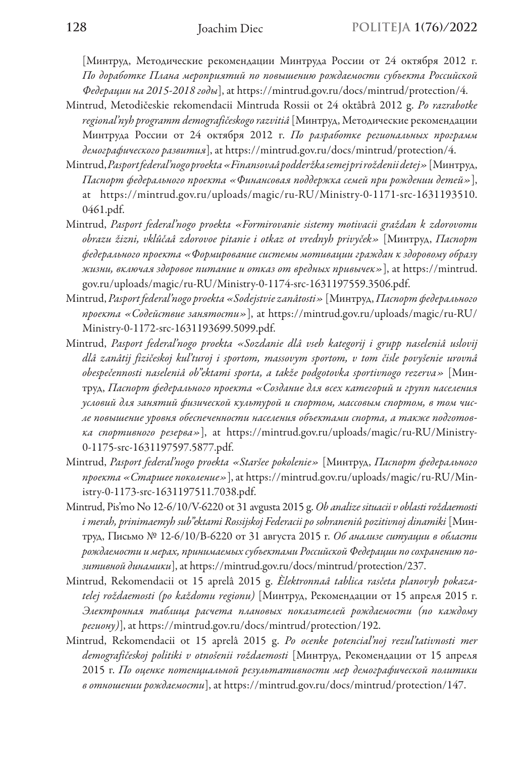[Минтруд, Методические рекомендации Минтруда России от 24 октября 2012 г. *По доработке Плана мероприятий по повышению рождаемости субъекта Российской Федерации на 2015-2018 годы*], at https://mintrud.gov.ru/docs/mintrud/protection/4.

Mintrud, Metodičeskie rekomendacii Mintruda Rossii ot 24 oktâbrâ 2012 g. *Po razrabotke regional'nyh programm demografičeskogo razvitiâ* [Минтруд, Методические рекомендации Минтруда России от 24 октября 2012 г. *По разработке региональных программ демографического развития*], at https://mintrud.gov.ru/docs/mintrud/protection/4.

Mintrud, *Pasport federal'nogo proekta «Finansovaâ podderžka semej pri roždenii detej»* [Минтруд, *Паспорт федерального проекта «Финансовая поддержка семей при рождении детей»*], at https://mintrud.gov.ru/uploads/magic/ru-RU/Ministry-0-1171-src-1631193510.0461.pdf.

Mintrud, *Pasport federal'nogo proekta «Formirovanie sistemy motivacii graždan k zdorovomu obrazu žizni, vklûčaâ zdorovoe pitanie i otkaz ot vrednyh privyček»* [Минтруд, *Паспорт федерального проекта «Формирование системы мотивации граждан к здоровому образу жизни, включая здоровое питание и отказ от вредных привычек»*], at https://mintrud.gov.ru/uploads/magic/ru-RU/Ministry-0-1174-src-1631197559.3506.pdf.

Mintrud, *Pasport federal'nogo proekta «Sodejstvie zanâtosti»* [Минтруд, *Паспорт федерального проекта «Содействие занятости»*], at https://mintrud.gov.ru/uploads/magic/ru-RU/Ministry-0-1172-src-1631193699.5099.pdf.

Mintrud, *Pasport federal'nogo proekta «Sozdanie dlâ vseh kategorij i grupp naseleniâ uslovij dlâ zanâtij fizičeskoj kul'turoj i sportom, massovym sportom, v tom čisle povyšenie urovnâ obespečennosti naseleniâ ob"ektami sporta, a takže podgotovka sportivnogo rezerva»* [Минтруд, *Паспорт федерального проекта «Создание для всех категорий и групп населения условий для занятий физической культурой и спортом, массовым спортом, в том числе повышение уровня обеспеченности населения объектами спорта, а также подготовка спортивного резерва»*], at https://mintrud.gov.ru/uploads/magic/ru-RU/Ministry-0-1175-src-1631197597.5877.pdf.

Mintrud, *Pasport federal'nogo proekta «Staršee pokolenie»* [Минтруд, *Паспорт федерального проекта «Старшее поколение»*], at https://mintrud.gov.ru/uploads/magic/ru-RU/Ministry-0-1173-src-1631197511.7038.pdf.

Mintrud, Pis'mo No 12-6/10/V-6220 ot 31 avgusta 2015 g. *Ob analize situacii v oblasti roždaemosti i merah, prinimaemyh sub"ektami Rossijskoj Federacii po sohraneniû pozitivnoj dinamiki* [Минтруд, Письмо № 12-6/10/В-6220 от 31 августа 2015 г. *Об анализе ситуации в области рождаемости и мерах, принимаемых субъектами Российской Федерации по сохранению позитивной динамики*], at https://mintrud.gov.ru/docs/mintrud/protection/237.

Mintrud, Rekomendacii ot 15 aprelâ 2015 g. *Èlektronnaâ tablica rasčeta planovyh pokazatelej roždaemosti (po každomu regionu)* [Минтруд, Рекомендации от 15 апреля 2015 г. *Электронная таблица расчета плановых показателей рождаемости (по каждому региону)*], at https://mintrud.gov.ru/docs/mintrud/protection/192.

Mintrud, Rekomendacii ot 15 aprelâ 2015 g. *Po ocenke potencial'noj rezul'tativnosti mer demografičeskoj politiki v otnošenii roždaemosti* [Минтруд, Рекомендации от 15 апреля 2015 г. *По оценке потенциальной результативности мер демографической политики в отношении рождаемости*], at https://mintrud.gov.ru/docs/mintrud/protection/147.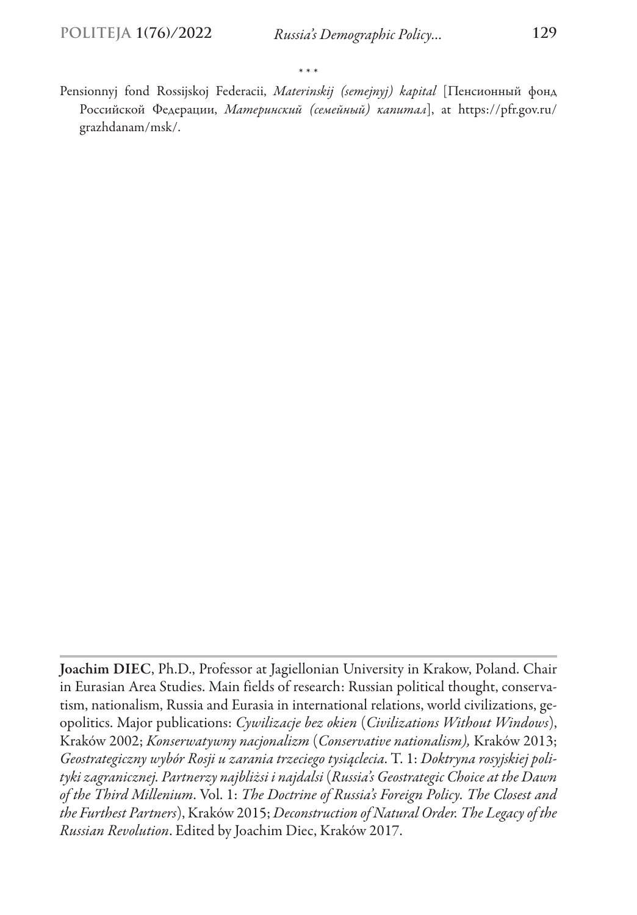\* \* \*

Pensionnyj fond Rossijskoj Federacii, *Materinskij (semejnyj) kapital* [Пенсионный фонд Российской Федерации, *Материнский (семейный) капитал*], at https://pfr.gov.ru/grazhdanam/msk/.

---

**Joachim DIEC**, Ph.D., Professor at Jagiellonian University in Krakow, Poland. Chair in Eurasian Area Studies. Main fields of research: Russian political thought, conservatism, nationalism, Russia and Eurasia in international relations, world civilizations, geopolitics. Major publications: *Cywilizacje bez okien* (*Civilizations Without Windows*), Kraków 2002; *Konserwatywny nacjonalizm* (*Conservative nationalism),* Kraków 2013; *Geostrategiczny wybór Rosji u zarania trzeciego tysiąclecia*. T. 1: *Doktryna rosyjskiej polityki zagranicznej. Partnerzy najbliżsi i najdalsi* (*Russia's Geostrategic Choice at the Dawn of the Third Millenium*. Vol. 1: *The Doctrine of Russia's Foreign Policy. The Closest and the Furthest Partners*), Kraków 2015; *Deconstruction of Natural Order. The Legacy of the Russian Revolution*. Edited by Joachim Diec, Kraków 2017.